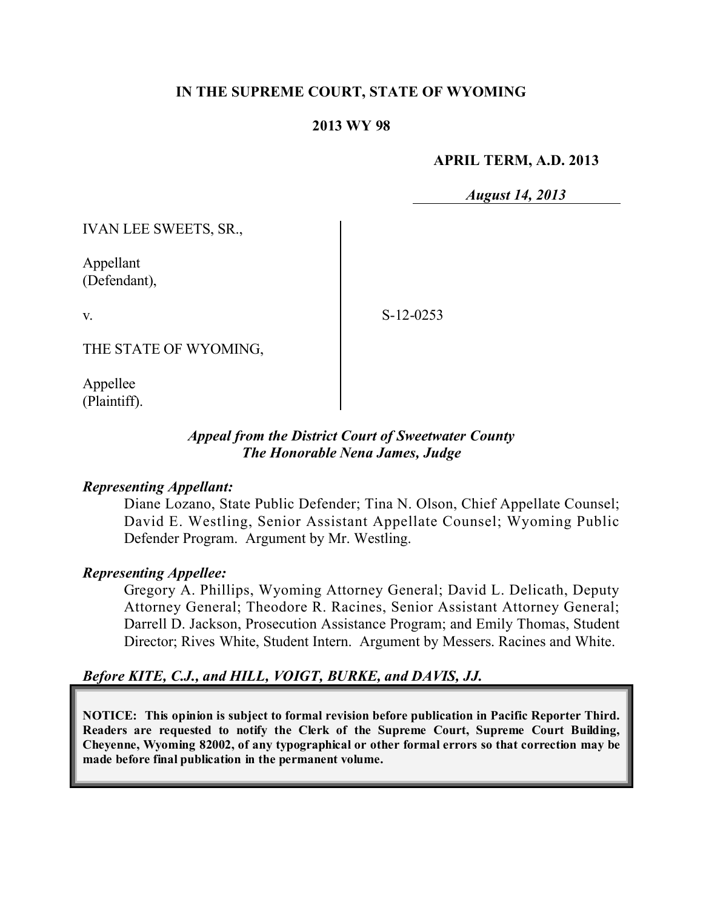**IN THE SUPREME COURT, STATE OF WYOMING**

**2013 WY 98**

**APRIL TERM, A.D. 2013**

***August 14, 2013***

IVAN LEE SWEETS, SR.,

Appellant
(Defendant),

v.

THE STATE OF WYOMING,

Appellee
(Plaintiff).

S-12-0253

***Appeal from the District Court of Sweetwater County***
***The Honorable Nena James, Judge***

***Representing Appellant:***

Diane Lozano, State Public Defender; Tina N. Olson, Chief Appellate Counsel; David E. Westling, Senior Assistant Appellate Counsel; Wyoming Public Defender Program. Argument by Mr. Westling.

***Representing Appellee:***

Gregory A. Phillips, Wyoming Attorney General; David L. Delicath, Deputy Attorney General; Theodore R. Racines, Senior Assistant Attorney General; Darrell D. Jackson, Prosecution Assistance Program; and Emily Thomas, Student Director; Rives White, Student Intern. Argument by Messers. Racines and White.

***Before KITE, C.J., and HILL, VOIGT, BURKE, and DAVIS, JJ.***

**NOTICE: This opinion is subject to formal revision before publication in Pacific Reporter Third. Readers are requested to notify the Clerk of the Supreme Court, Supreme Court Building, Cheyenne, Wyoming 82002, of any typographical or other formal errors so that correction may be made before final publication in the permanent volume.**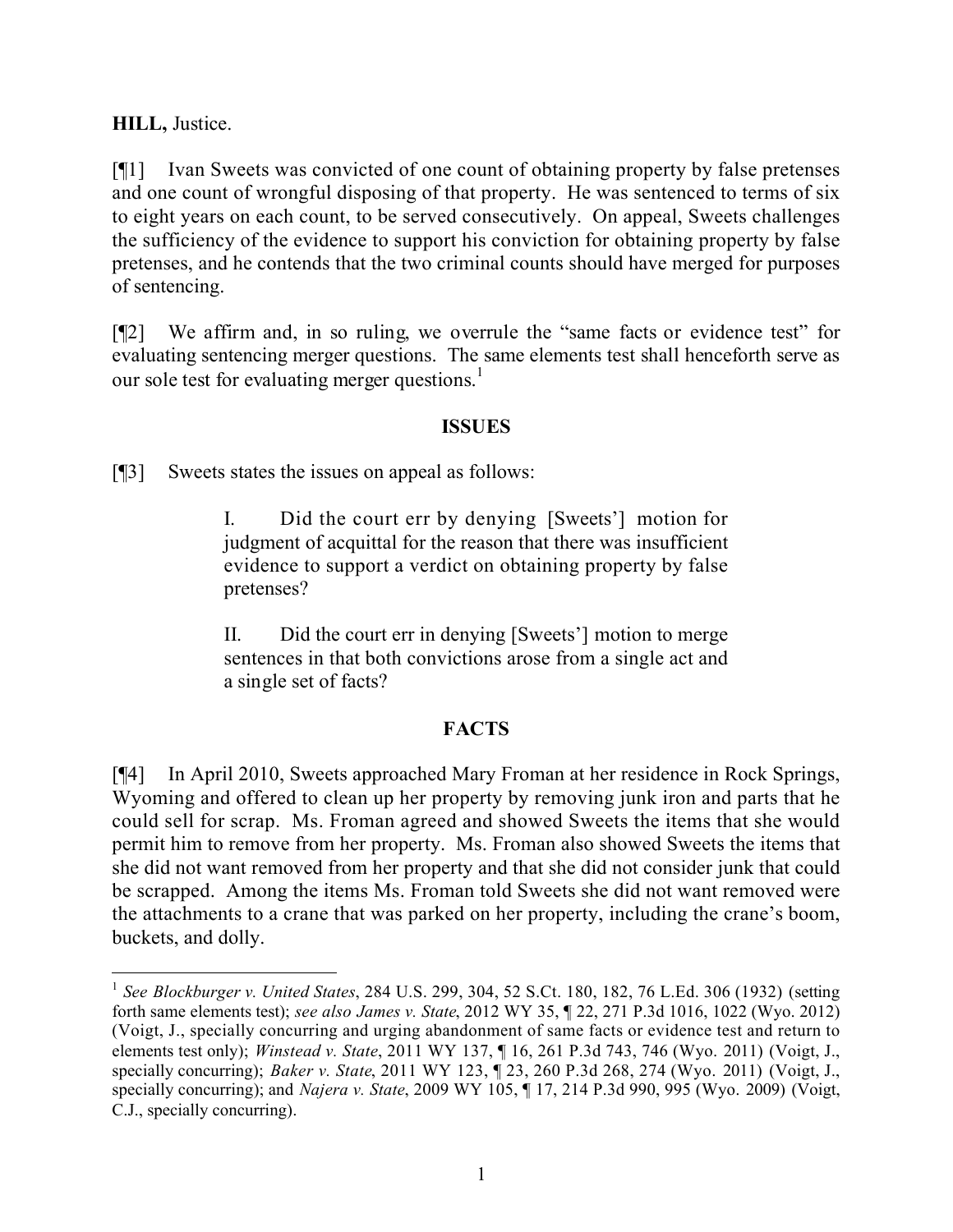**HILL,** Justice.

[¶1] Ivan Sweets was convicted of one count of obtaining property by false pretenses and one count of wrongful disposing of that property. He was sentenced to terms of six to eight years on each count, to be served consecutively. On appeal, Sweets challenges the sufficiency of the evidence to support his conviction for obtaining property by false pretenses, and he contends that the two criminal counts should have merged for purposes of sentencing.

[¶2] We affirm and, in so ruling, we overrule the "same facts or evidence test" for evaluating sentencing merger questions. The same elements test shall henceforth serve as our sole test for evaluating merger questions.[1]

## ISSUES

[¶3] Sweets states the issues on appeal as follows:

> I. Did the court err by denying [Sweets'] motion for judgment of acquittal for the reason that there was insufficient evidence to support a verdict on obtaining property by false pretenses?
>
> II. Did the court err in denying [Sweets'] motion to merge sentences in that both convictions arose from a single act and a single set of facts?

## FACTS

[¶4] In April 2010, Sweets approached Mary Froman at her residence in Rock Springs, Wyoming and offered to clean up her property by removing junk iron and parts that he could sell for scrap. Ms. Froman agreed and showed Sweets the items that she would permit him to remove from her property. Ms. Froman also showed Sweets the items that she did not want removed from her property and that she did not consider junk that could be scrapped. Among the items Ms. Froman told Sweets she did not want removed were the attachments to a crane that was parked on her property, including the crane's boom, buckets, and dolly.

---

[1] *See Blockburger v. United States*, 284 U.S. 299, 304, 52 S.Ct. 180, 182, 76 L.Ed. 306 (1932) (setting forth same elements test); *see also James v. State*, 2012 WY 35, ¶ 22, 271 P.3d 1016, 1022 (Wyo. 2012) (Voigt, J., specially concurring and urging abandonment of same facts or evidence test and return to elements test only); *Winstead v. State*, 2011 WY 137, ¶ 16, 261 P.3d 743, 746 (Wyo. 2011) (Voigt, J., specially concurring); *Baker v. State*, 2011 WY 123, ¶ 23, 260 P.3d 268, 274 (Wyo. 2011) (Voigt, J., specially concurring); and *Najera v. State*, 2009 WY 105, ¶ 17, 214 P.3d 990, 995 (Wyo. 2009) (Voigt, C.J., specially concurring).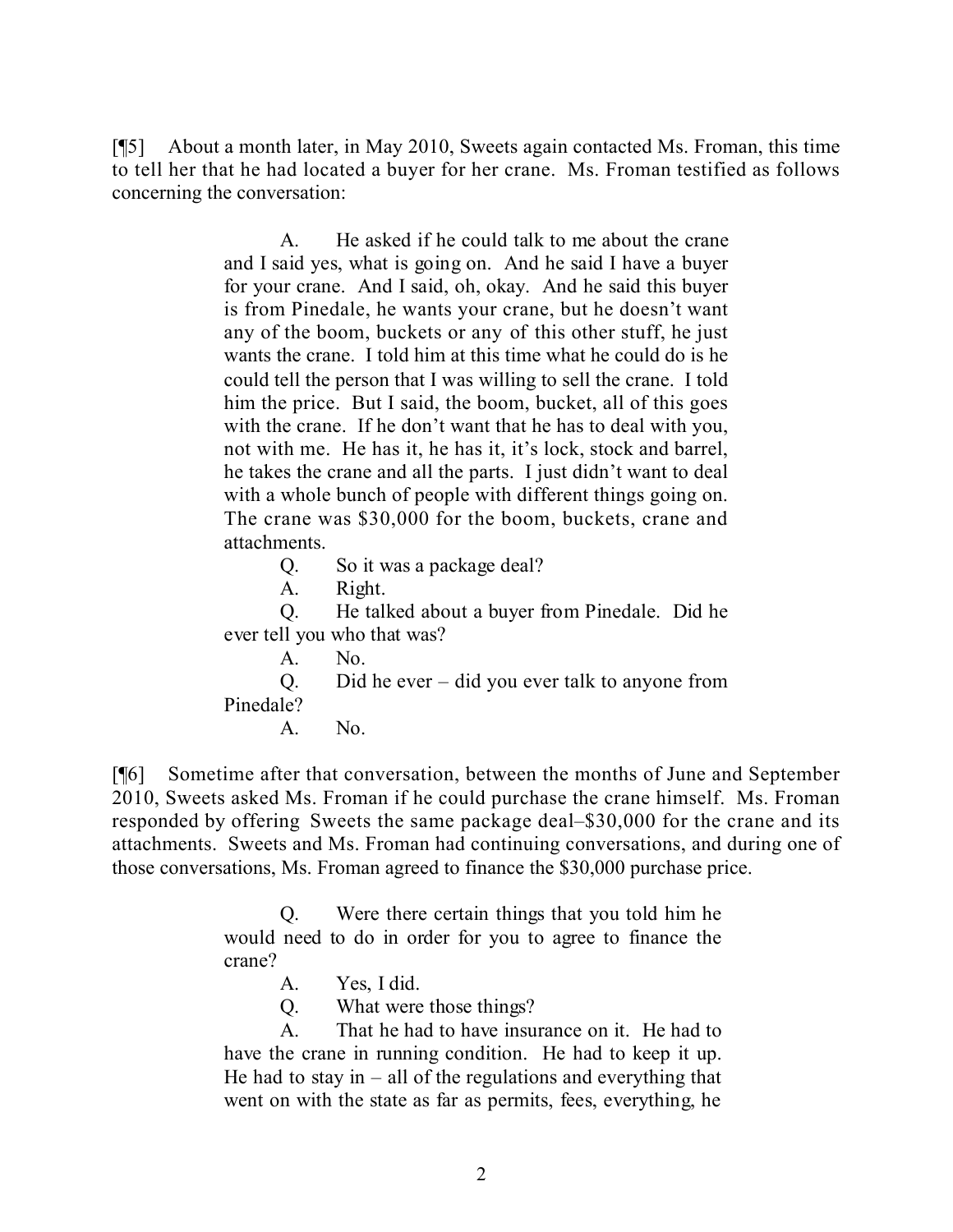[¶5] About a month later, in May 2010, Sweets again contacted Ms. Froman, this time to tell her that he had located a buyer for her crane. Ms. Froman testified as follows concerning the conversation:

> A. He asked if he could talk to me about the crane and I said yes, what is going on. And he said I have a buyer for your crane. And I said, oh, okay. And he said this buyer is from Pinedale, he wants your crane, but he doesn't want any of the boom, buckets or any of this other stuff, he just wants the crane. I told him at this time what he could do is he could tell the person that I was willing to sell the crane. I told him the price. But I said, the boom, bucket, all of this goes with the crane. If he don't want that he has to deal with you, not with me. He has it, he has it, it's lock, stock and barrel, he takes the crane and all the parts. I just didn't want to deal with a whole bunch of people with different things going on. The crane was $30,000 for the boom, buckets, crane and attachments.
>
> Q. So it was a package deal?
>
> A. Right.
>
> Q. He talked about a buyer from Pinedale. Did he ever tell you who that was?
>
> A. No.
>
> Q. Did he ever – did you ever talk to anyone from Pinedale?
>
> A. No.

[¶6] Sometime after that conversation, between the months of June and September 2010, Sweets asked Ms. Froman if he could purchase the crane himself. Ms. Froman responded by offering Sweets the same package deal–$30,000 for the crane and its attachments. Sweets and Ms. Froman had continuing conversations, and during one of those conversations, Ms. Froman agreed to finance the $30,000 purchase price.

> Q. Were there certain things that you told him he would need to do in order for you to agree to finance the crane?
>
> A. Yes, I did.
>
> Q. What were those things?
>
> A. That he had to have insurance on it. He had to have the crane in running condition. He had to keep it up. He had to stay in – all of the regulations and everything that went on with the state as far as permits, fees, everything, he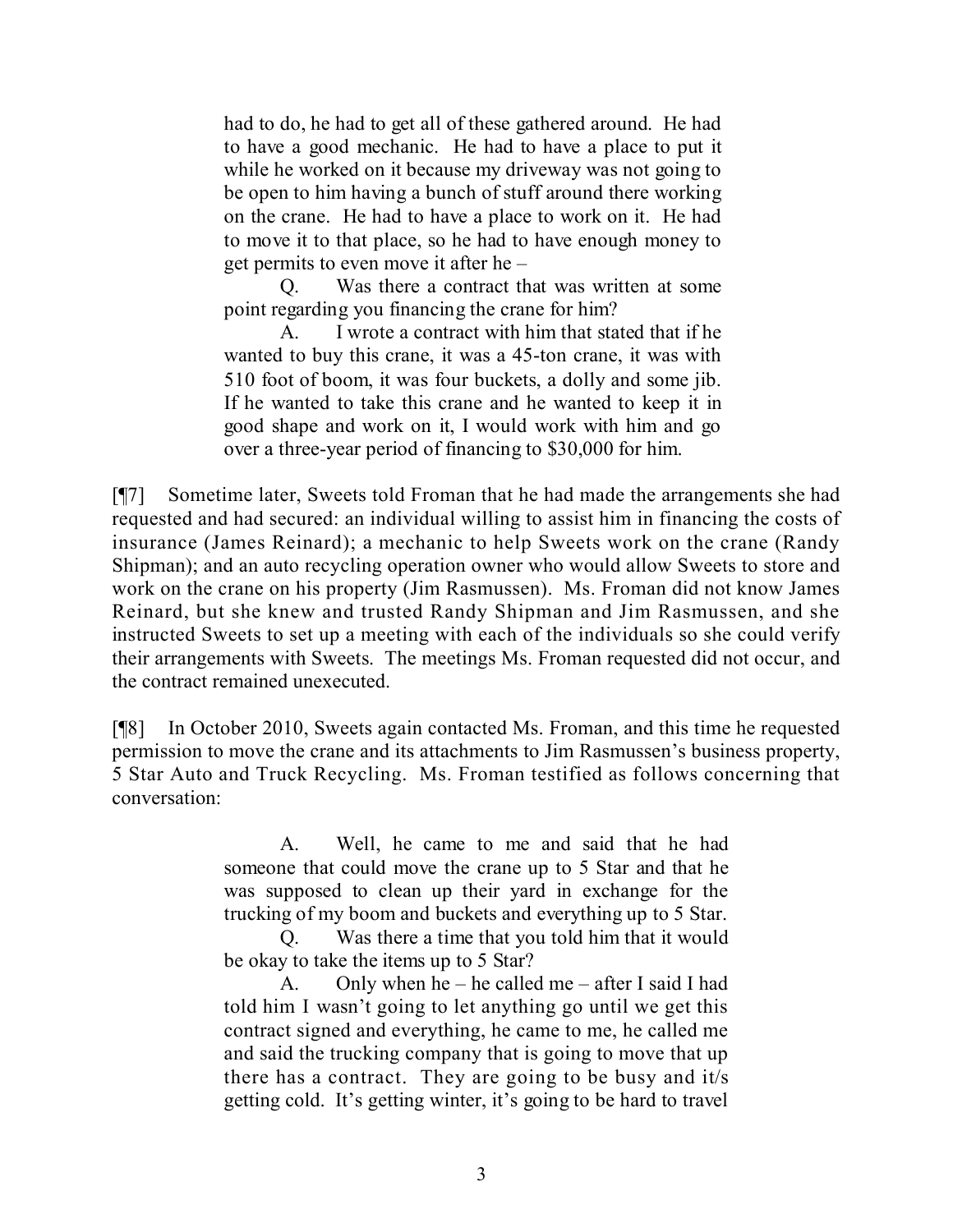> had to do, he had to get all of these gathered around. He had to have a good mechanic. He had to have a place to put it while he worked on it because my driveway was not going to be open to him having a bunch of stuff around there working on the crane. He had to have a place to work on it. He had to move it to that place, so he had to have enough money to get permits to even move it after he –
>
> Q. Was there a contract that was written at some point regarding you financing the crane for him?
>
> A. I wrote a contract with him that stated that if he wanted to buy this crane, it was a 45-ton crane, it was with 510 foot of boom, it was four buckets, a dolly and some jib. If he wanted to take this crane and he wanted to keep it in good shape and work on it, I would work with him and go over a three-year period of financing to $30,000 for him.

[¶7] Sometime later, Sweets told Froman that he had made the arrangements she had requested and had secured: an individual willing to assist him in financing the costs of insurance (James Reinard); a mechanic to help Sweets work on the crane (Randy Shipman); and an auto recycling operation owner who would allow Sweets to store and work on the crane on his property (Jim Rasmussen). Ms. Froman did not know James Reinard, but she knew and trusted Randy Shipman and Jim Rasmussen, and she instructed Sweets to set up a meeting with each of the individuals so she could verify their arrangements with Sweets. The meetings Ms. Froman requested did not occur, and the contract remained unexecuted.

[¶8] In October 2010, Sweets again contacted Ms. Froman, and this time he requested permission to move the crane and its attachments to Jim Rasmussen's business property, 5 Star Auto and Truck Recycling. Ms. Froman testified as follows concerning that conversation:

> A. Well, he came to me and said that he had someone that could move the crane up to 5 Star and that he was supposed to clean up their yard in exchange for the trucking of my boom and buckets and everything up to 5 Star.
>
> Q. Was there a time that you told him that it would be okay to take the items up to 5 Star?
>
> A. Only when he – he called me – after I said I had told him I wasn't going to let anything go until we get this contract signed and everything, he came to me, he called me and said the trucking company that is going to move that up there has a contract. They are going to be busy and it/s getting cold. It's getting winter, it's going to be hard to travel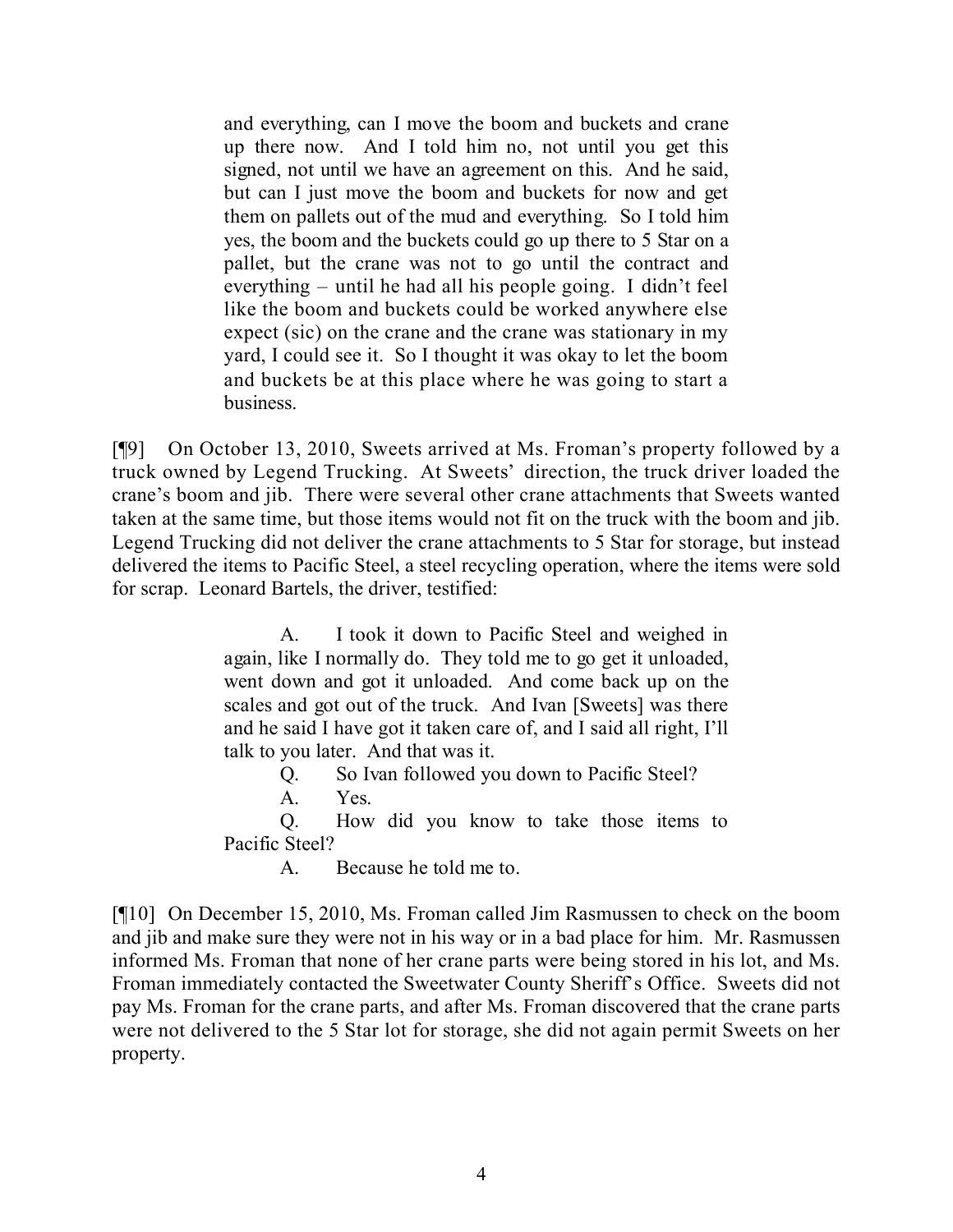> and everything, can I move the boom and buckets and crane up there now. And I told him no, not until you get this signed, not until we have an agreement on this. And he said, but can I just move the boom and buckets for now and get them on pallets out of the mud and everything. So I told him yes, the boom and the buckets could go up there to 5 Star on a pallet, but the crane was not to go until the contract and everything – until he had all his people going. I didn't feel like the boom and buckets could be worked anywhere else expect (sic) on the crane and the crane was stationary in my yard, I could see it. So I thought it was okay to let the boom and buckets be at this place where he was going to start a business.

[¶9] On October 13, 2010, Sweets arrived at Ms. Froman's property followed by a truck owned by Legend Trucking. At Sweets' direction, the truck driver loaded the crane's boom and jib. There were several other crane attachments that Sweets wanted taken at the same time, but those items would not fit on the truck with the boom and jib. Legend Trucking did not deliver the crane attachments to 5 Star for storage, but instead delivered the items to Pacific Steel, a steel recycling operation, where the items were sold for scrap. Leonard Bartels, the driver, testified:

> A. I took it down to Pacific Steel and weighed in again, like I normally do. They told me to go get it unloaded, went down and got it unloaded. And come back up on the scales and got out of the truck. And Ivan [Sweets] was there and he said I have got it taken care of, and I said all right, I'll talk to you later. And that was it.
>
> Q. So Ivan followed you down to Pacific Steel?
>
> A. Yes.
>
> Q. How did you know to take those items to Pacific Steel?
>
> A. Because he told me to.

[¶10] On December 15, 2010, Ms. Froman called Jim Rasmussen to check on the boom and jib and make sure they were not in his way or in a bad place for him. Mr. Rasmussen informed Ms. Froman that none of her crane parts were being stored in his lot, and Ms. Froman immediately contacted the Sweetwater County Sheriff's Office. Sweets did not pay Ms. Froman for the crane parts, and after Ms. Froman discovered that the crane parts were not delivered to the 5 Star lot for storage, she did not again permit Sweets on her property.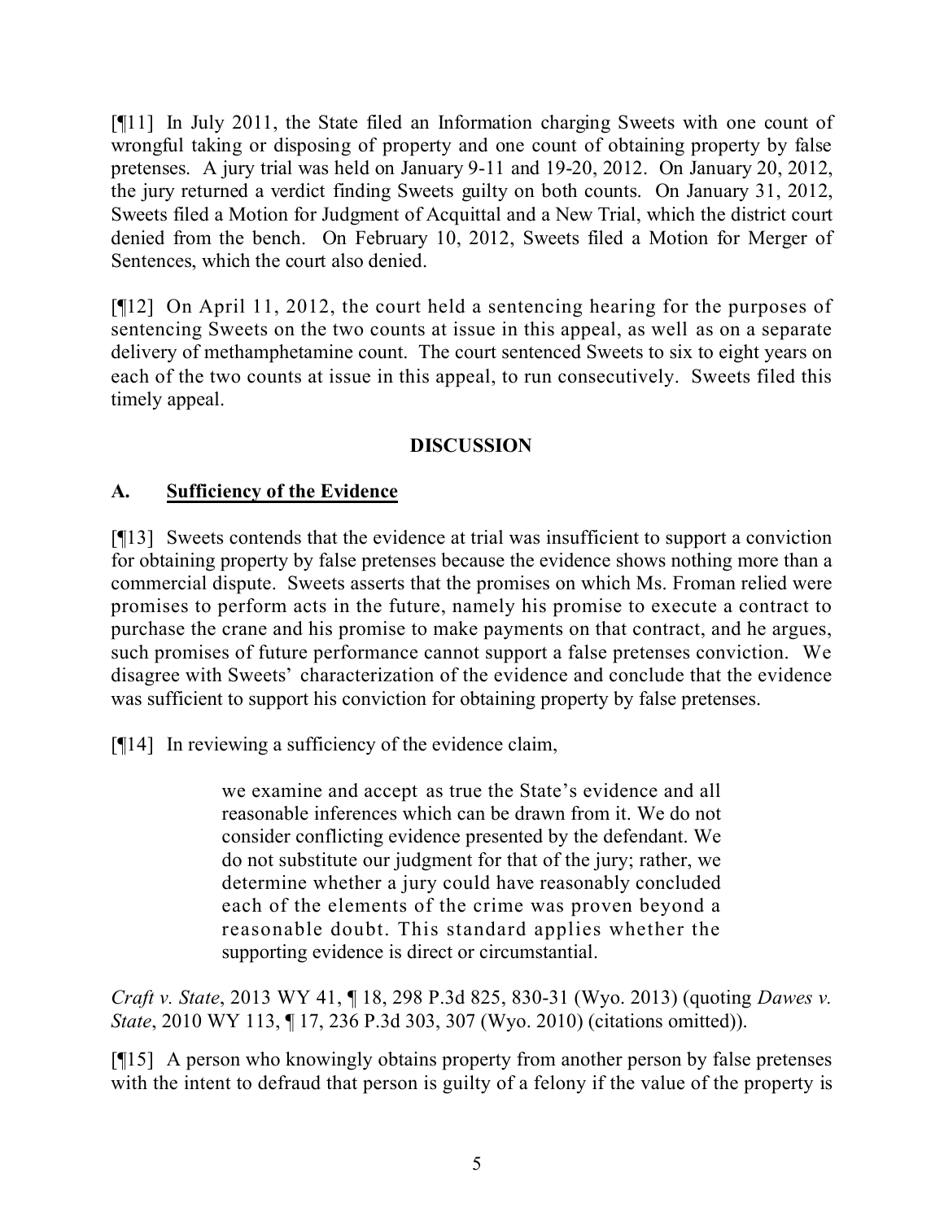[¶11] In July 2011, the State filed an Information charging Sweets with one count of wrongful taking or disposing of property and one count of obtaining property by false pretenses. A jury trial was held on January 9-11 and 19-20, 2012. On January 20, 2012, the jury returned a verdict finding Sweets guilty on both counts. On January 31, 2012, Sweets filed a Motion for Judgment of Acquittal and a New Trial, which the district court denied from the bench. On February 10, 2012, Sweets filed a Motion for Merger of Sentences, which the court also denied.

[¶12] On April 11, 2012, the court held a sentencing hearing for the purposes of sentencing Sweets on the two counts at issue in this appeal, as well as on a separate delivery of methamphetamine count. The court sentenced Sweets to six to eight years on each of the two counts at issue in this appeal, to run consecutively. Sweets filed this timely appeal.

## DISCUSSION

### A. <u>Sufficiency of the Evidence</u>

[¶13] Sweets contends that the evidence at trial was insufficient to support a conviction for obtaining property by false pretenses because the evidence shows nothing more than a commercial dispute. Sweets asserts that the promises on which Ms. Froman relied were promises to perform acts in the future, namely his promise to execute a contract to purchase the crane and his promise to make payments on that contract, and he argues, such promises of future performance cannot support a false pretenses conviction. We disagree with Sweets' characterization of the evidence and conclude that the evidence was sufficient to support his conviction for obtaining property by false pretenses.

[¶14] In reviewing a sufficiency of the evidence claim,

> we examine and accept as true the State's evidence and all reasonable inferences which can be drawn from it. We do not consider conflicting evidence presented by the defendant. We do not substitute our judgment for that of the jury; rather, we determine whether a jury could have reasonably concluded each of the elements of the crime was proven beyond a reasonable doubt. This standard applies whether the supporting evidence is direct or circumstantial.

*Craft v. State*, 2013 WY 41, ¶ 18, 298 P.3d 825, 830-31 (Wyo. 2013) (quoting *Dawes v. State*, 2010 WY 113, ¶ 17, 236 P.3d 303, 307 (Wyo. 2010) (citations omitted)).

[¶15] A person who knowingly obtains property from another person by false pretenses with the intent to defraud that person is guilty of a felony if the value of the property is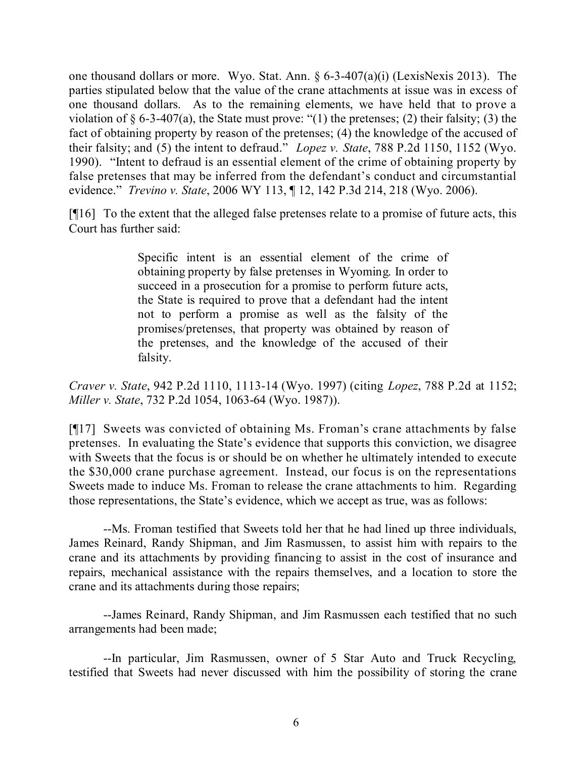one thousand dollars or more. Wyo. Stat. Ann. § 6-3-407(a)(i) (LexisNexis 2013). The parties stipulated below that the value of the crane attachments at issue was in excess of one thousand dollars. As to the remaining elements, we have held that to prove a violation of § 6-3-407(a), the State must prove: "(1) the pretenses; (2) their falsity; (3) the fact of obtaining property by reason of the pretenses; (4) the knowledge of the accused of their falsity; and (5) the intent to defraud." *Lopez v. State*, 788 P.2d 1150, 1152 (Wyo. 1990). "Intent to defraud is an essential element of the crime of obtaining property by false pretenses that may be inferred from the defendant's conduct and circumstantial evidence." *Trevino v. State*, 2006 WY 113, ¶ 12, 142 P.3d 214, 218 (Wyo. 2006).

[¶16] To the extent that the alleged false pretenses relate to a promise of future acts, this Court has further said:

> Specific intent is an essential element of the crime of obtaining property by false pretenses in Wyoming. In order to succeed in a prosecution for a promise to perform future acts, the State is required to prove that a defendant had the intent not to perform a promise as well as the falsity of the promises/pretenses, that property was obtained by reason of the pretenses, and the knowledge of the accused of their falsity.

*Craver v. State*, 942 P.2d 1110, 1113-14 (Wyo. 1997) (citing *Lopez*, 788 P.2d at 1152; *Miller v. State*, 732 P.2d 1054, 1063-64 (Wyo. 1987)).

[¶17] Sweets was convicted of obtaining Ms. Froman's crane attachments by false pretenses. In evaluating the State's evidence that supports this conviction, we disagree with Sweets that the focus is or should be on whether he ultimately intended to execute the $30,000 crane purchase agreement. Instead, our focus is on the representations Sweets made to induce Ms. Froman to release the crane attachments to him. Regarding those representations, the State's evidence, which we accept as true, was as follows:

--Ms. Froman testified that Sweets told her that he had lined up three individuals, James Reinard, Randy Shipman, and Jim Rasmussen, to assist him with repairs to the crane and its attachments by providing financing to assist in the cost of insurance and repairs, mechanical assistance with the repairs themselves, and a location to store the crane and its attachments during those repairs;

--James Reinard, Randy Shipman, and Jim Rasmussen each testified that no such arrangements had been made;

--In particular, Jim Rasmussen, owner of 5 Star Auto and Truck Recycling, testified that Sweets had never discussed with him the possibility of storing the crane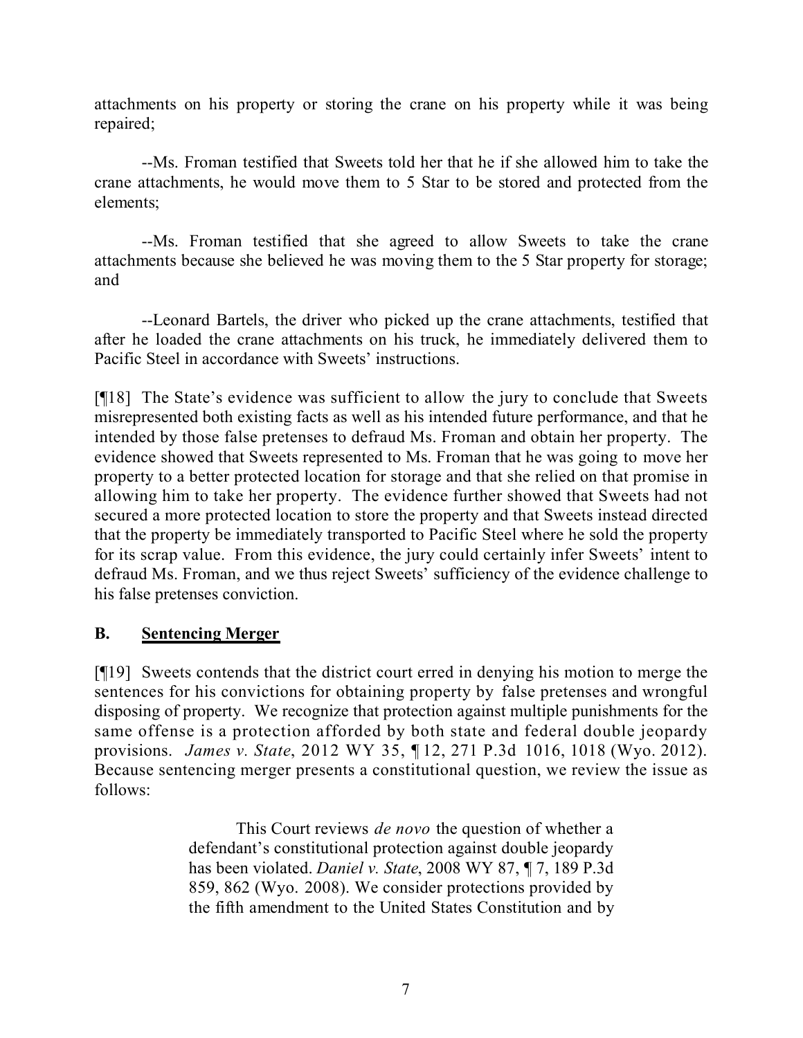attachments on his property or storing the crane on his property while it was being repaired;

--Ms. Froman testified that Sweets told her that he if she allowed him to take the crane attachments, he would move them to 5 Star to be stored and protected from the elements;

--Ms. Froman testified that she agreed to allow Sweets to take the crane attachments because she believed he was moving them to the 5 Star property for storage; and

--Leonard Bartels, the driver who picked up the crane attachments, testified that after he loaded the crane attachments on his truck, he immediately delivered them to Pacific Steel in accordance with Sweets' instructions.

[¶18] The State's evidence was sufficient to allow the jury to conclude that Sweets misrepresented both existing facts as well as his intended future performance, and that he intended by those false pretenses to defraud Ms. Froman and obtain her property. The evidence showed that Sweets represented to Ms. Froman that he was going to move her property to a better protected location for storage and that she relied on that promise in allowing him to take her property. The evidence further showed that Sweets had not secured a more protected location to store the property and that Sweets instead directed that the property be immediately transported to Pacific Steel where he sold the property for its scrap value. From this evidence, the jury could certainly infer Sweets' intent to defraud Ms. Froman, and we thus reject Sweets' sufficiency of the evidence challenge to his false pretenses conviction.

## B. Sentencing Merger

[¶19] Sweets contends that the district court erred in denying his motion to merge the sentences for his convictions for obtaining property by false pretenses and wrongful disposing of property. We recognize that protection against multiple punishments for the same offense is a protection afforded by both state and federal double jeopardy provisions. *James v. State*, 2012 WY 35, ¶ 12, 271 P.3d 1016, 1018 (Wyo. 2012). Because sentencing merger presents a constitutional question, we review the issue as follows:

> This Court reviews *de novo* the question of whether a defendant's constitutional protection against double jeopardy has been violated. *Daniel v. State*, 2008 WY 87, ¶ 7, 189 P.3d 859, 862 (Wyo. 2008). We consider protections provided by the fifth amendment to the United States Constitution and by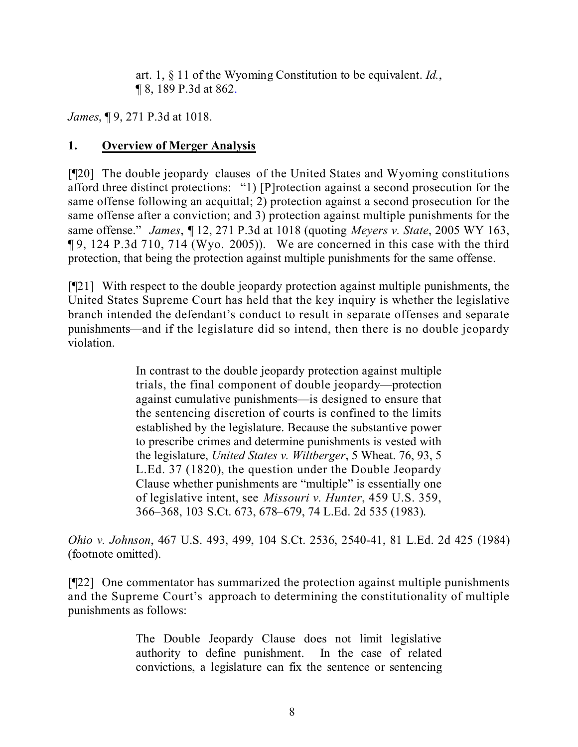> art. 1, § 11 of the Wyoming Constitution to be equivalent. *Id.*, ¶ 8, 189 P.3d at 862.

*James*, ¶ 9, 271 P.3d at 1018.

## 1. **Overview of Merger Analysis**

[¶20] The double jeopardy clauses of the United States and Wyoming constitutions afford three distinct protections: "1) [P]rotection against a second prosecution for the same offense following an acquittal; 2) protection against a second prosecution for the same offense after a conviction; and 3) protection against multiple punishments for the same offense." *James*, ¶ 12, 271 P.3d at 1018 (quoting *Meyers v. State*, 2005 WY 163, ¶ 9, 124 P.3d 710, 714 (Wyo. 2005)). We are concerned in this case with the third protection, that being the protection against multiple punishments for the same offense.

[¶21] With respect to the double jeopardy protection against multiple punishments, the United States Supreme Court has held that the key inquiry is whether the legislative branch intended the defendant's conduct to result in separate offenses and separate punishments—and if the legislature did so intend, then there is no double jeopardy violation.

> In contrast to the double jeopardy protection against multiple trials, the final component of double jeopardy—protection against cumulative punishments—is designed to ensure that the sentencing discretion of courts is confined to the limits established by the legislature. Because the substantive power to prescribe crimes and determine punishments is vested with the legislature, *United States v. Wiltberger*, 5 Wheat. 76, 93, 5 L.Ed. 37 (1820), the question under the Double Jeopardy Clause whether punishments are "multiple" is essentially one of legislative intent, see *Missouri v. Hunter*, 459 U.S. 359, 366–368, 103 S.Ct. 673, 678–679, 74 L.Ed. 2d 535 (1983).

*Ohio v. Johnson*, 467 U.S. 493, 499, 104 S.Ct. 2536, 2540-41, 81 L.Ed. 2d 425 (1984) (footnote omitted).

[¶22] One commentator has summarized the protection against multiple punishments and the Supreme Court's approach to determining the constitutionality of multiple punishments as follows:

> The Double Jeopardy Clause does not limit legislative authority to define punishment. In the case of related convictions, a legislature can fix the sentence or sentencing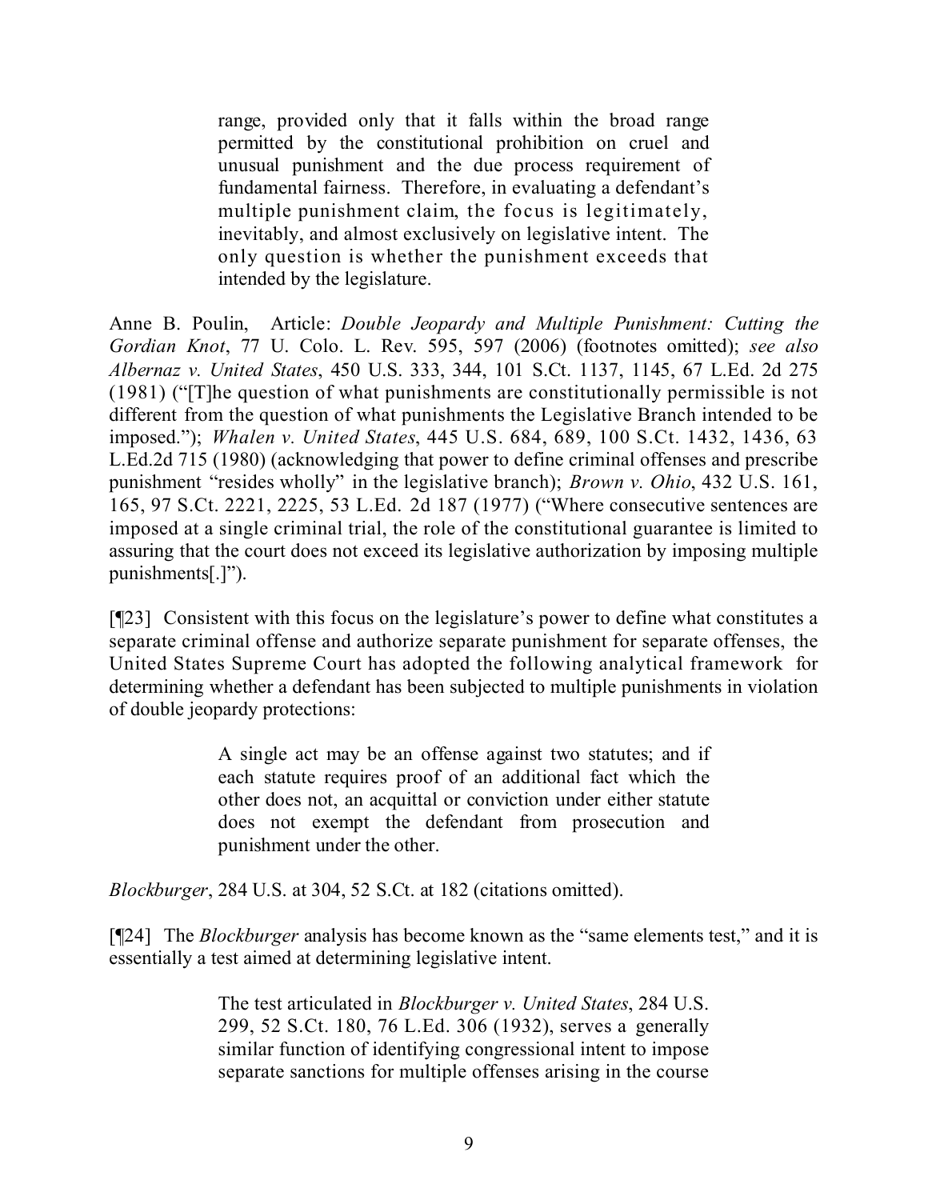> range, provided only that it falls within the broad range permitted by the constitutional prohibition on cruel and unusual punishment and the due process requirement of fundamental fairness. Therefore, in evaluating a defendant's multiple punishment claim, the focus is legitimately, inevitably, and almost exclusively on legislative intent. The only question is whether the punishment exceeds that intended by the legislature.

Anne B. Poulin, Article: *Double Jeopardy and Multiple Punishment: Cutting the Gordian Knot*, 77 U. Colo. L. Rev. 595, 597 (2006) (footnotes omitted); *see also Albernaz v. United States*, 450 U.S. 333, 344, 101 S.Ct. 1137, 1145, 67 L.Ed. 2d 275 (1981) ("[T]he question of what punishments are constitutionally permissible is not different from the question of what punishments the Legislative Branch intended to be imposed."); *Whalen v. United States*, 445 U.S. 684, 689, 100 S.Ct. 1432, 1436, 63 L.Ed.2d 715 (1980) (acknowledging that power to define criminal offenses and prescribe punishment "resides wholly" in the legislative branch); *Brown v. Ohio*, 432 U.S. 161, 165, 97 S.Ct. 2221, 2225, 53 L.Ed. 2d 187 (1977) ("Where consecutive sentences are imposed at a single criminal trial, the role of the constitutional guarantee is limited to assuring that the court does not exceed its legislative authorization by imposing multiple punishments[.]").

[¶23] Consistent with this focus on the legislature's power to define what constitutes a separate criminal offense and authorize separate punishment for separate offenses, the United States Supreme Court has adopted the following analytical framework for determining whether a defendant has been subjected to multiple punishments in violation of double jeopardy protections:

> A single act may be an offense against two statutes; and if each statute requires proof of an additional fact which the other does not, an acquittal or conviction under either statute does not exempt the defendant from prosecution and punishment under the other.

*Blockburger*, 284 U.S. at 304, 52 S.Ct. at 182 (citations omitted).

[¶24] The *Blockburger* analysis has become known as the "same elements test," and it is essentially a test aimed at determining legislative intent.

> The test articulated in *Blockburger v. United States*, 284 U.S. 299, 52 S.Ct. 180, 76 L.Ed. 306 (1932), serves a generally similar function of identifying congressional intent to impose separate sanctions for multiple offenses arising in the course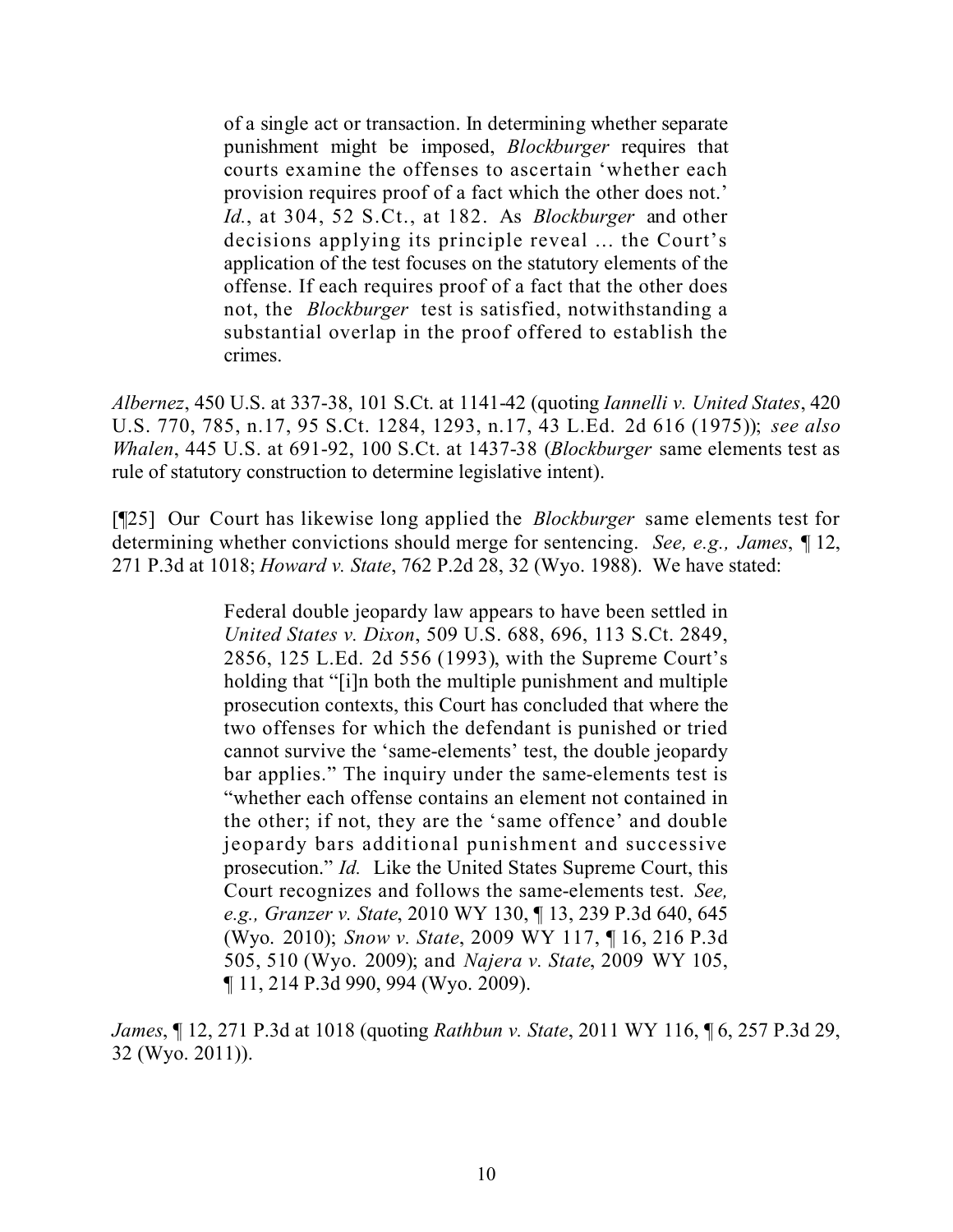> of a single act or transaction. In determining whether separate punishment might be imposed, *Blockburger* requires that courts examine the offenses to ascertain 'whether each provision requires proof of a fact which the other does not.' *Id.*, at 304, 52 S.Ct., at 182. As *Blockburger* and other decisions applying its principle reveal … the Court's application of the test focuses on the statutory elements of the offense. If each requires proof of a fact that the other does not, the *Blockburger* test is satisfied, notwithstanding a substantial overlap in the proof offered to establish the crimes.

*Albernez*, 450 U.S. at 337-38, 101 S.Ct. at 1141-42 (quoting *Iannelli v. United States*, 420 U.S. 770, 785, n.17, 95 S.Ct. 1284, 1293, n.17, 43 L.Ed. 2d 616 (1975)); *see also Whalen*, 445 U.S. at 691-92, 100 S.Ct. at 1437-38 (*Blockburger* same elements test as rule of statutory construction to determine legislative intent).

[¶25] Our Court has likewise long applied the *Blockburger* same elements test for determining whether convictions should merge for sentencing. *See, e.g., James*, ¶ 12, 271 P.3d at 1018; *Howard v. State*, 762 P.2d 28, 32 (Wyo. 1988). We have stated:

> Federal double jeopardy law appears to have been settled in *United States v. Dixon*, 509 U.S. 688, 696, 113 S.Ct. 2849, 2856, 125 L.Ed. 2d 556 (1993), with the Supreme Court's holding that "[i]n both the multiple punishment and multiple prosecution contexts, this Court has concluded that where the two offenses for which the defendant is punished or tried cannot survive the 'same-elements' test, the double jeopardy bar applies." The inquiry under the same-elements test is "whether each offense contains an element not contained in the other; if not, they are the 'same offence' and double jeopardy bars additional punishment and successive prosecution." *Id.* Like the United States Supreme Court, this Court recognizes and follows the same-elements test. *See, e.g., Granzer v. State*, 2010 WY 130, ¶ 13, 239 P.3d 640, 645 (Wyo. 2010); *Snow v. State*, 2009 WY 117, ¶ 16, 216 P.3d 505, 510 (Wyo. 2009); and *Najera v. State*, 2009 WY 105, ¶ 11, 214 P.3d 990, 994 (Wyo. 2009).

*James*, ¶ 12, 271 P.3d at 1018 (quoting *Rathbun v. State*, 2011 WY 116, ¶ 6, 257 P.3d 29, 32 (Wyo. 2011)).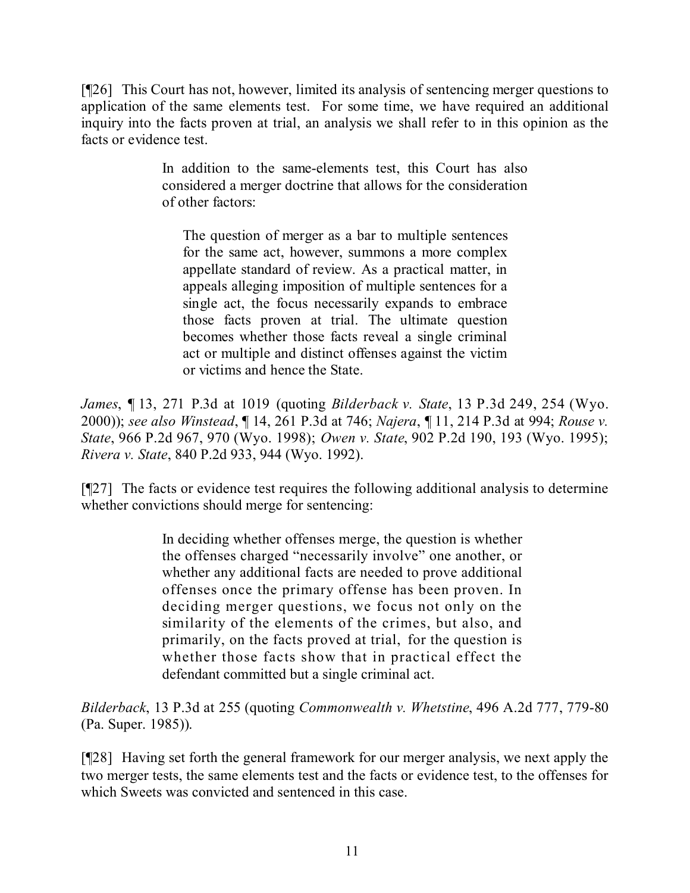[¶26] This Court has not, however, limited its analysis of sentencing merger questions to application of the same elements test. For some time, we have required an additional inquiry into the facts proven at trial, an analysis we shall refer to in this opinion as the facts or evidence test.

> In addition to the same-elements test, this Court has also considered a merger doctrine that allows for the consideration of other factors:
>
> > The question of merger as a bar to multiple sentences for the same act, however, summons a more complex appellate standard of review. As a practical matter, in appeals alleging imposition of multiple sentences for a single act, the focus necessarily expands to embrace those facts proven at trial. The ultimate question becomes whether those facts reveal a single criminal act or multiple and distinct offenses against the victim or victims and hence the State.

*James*, ¶ 13, 271 P.3d at 1019 (quoting *Bilderback v. State*, 13 P.3d 249, 254 (Wyo. 2000)); *see also Winstead*, ¶ 14, 261 P.3d at 746; *Najera*, ¶ 11, 214 P.3d at 994; *Rouse v. State*, 966 P.2d 967, 970 (Wyo. 1998); *Owen v. State*, 902 P.2d 190, 193 (Wyo. 1995); *Rivera v. State*, 840 P.2d 933, 944 (Wyo. 1992).

[¶27] The facts or evidence test requires the following additional analysis to determine whether convictions should merge for sentencing:

> In deciding whether offenses merge, the question is whether the offenses charged "necessarily involve" one another, or whether any additional facts are needed to prove additional offenses once the primary offense has been proven. In deciding merger questions, we focus not only on the similarity of the elements of the crimes, but also, and primarily, on the facts proved at trial, for the question is whether those facts show that in practical effect the defendant committed but a single criminal act.

*Bilderback*, 13 P.3d at 255 (quoting *Commonwealth v. Whetstine*, 496 A.2d 777, 779-80 (Pa. Super. 1985)).

[¶28] Having set forth the general framework for our merger analysis, we next apply the two merger tests, the same elements test and the facts or evidence test, to the offenses for which Sweets was convicted and sentenced in this case.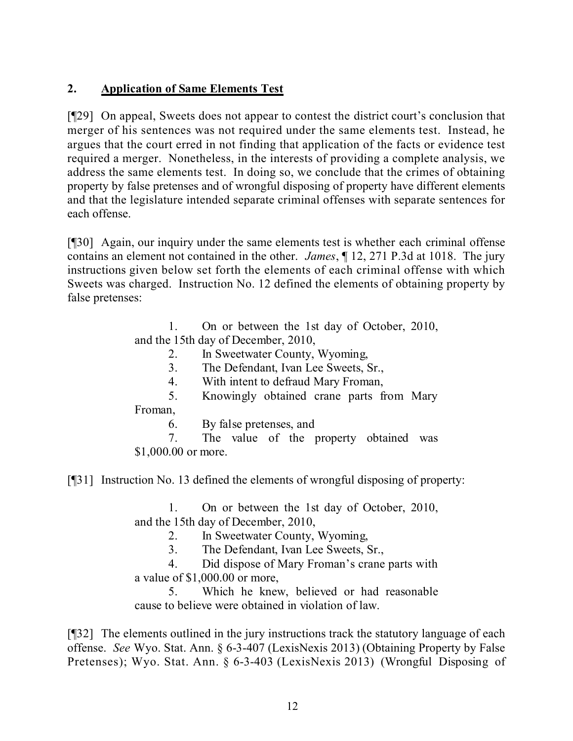## 2. **Application of Same Elements Test**

[¶29] On appeal, Sweets does not appear to contest the district court's conclusion that merger of his sentences was not required under the same elements test. Instead, he argues that the court erred in not finding that application of the facts or evidence test required a merger. Nonetheless, in the interests of providing a complete analysis, we address the same elements test. In doing so, we conclude that the crimes of obtaining property by false pretenses and of wrongful disposing of property have different elements and that the legislature intended separate criminal offenses with separate sentences for each offense.

[¶30] Again, our inquiry under the same elements test is whether each criminal offense contains an element not contained in the other. *James*, ¶ 12, 271 P.3d at 1018. The jury instructions given below set forth the elements of each criminal offense with which Sweets was charged. Instruction No. 12 defined the elements of obtaining property by false pretenses:

> 1. On or between the 1st day of October, 2010, and the 15th day of December, 2010,
> 2. In Sweetwater County, Wyoming,
> 3. The Defendant, Ivan Lee Sweets, Sr.,
> 4. With intent to defraud Mary Froman,
> 5. Knowingly obtained crane parts from Mary Froman,
> 6. By false pretenses, and
> 7. The value of the property obtained was $1,000.00 or more.

[¶31] Instruction No. 13 defined the elements of wrongful disposing of property:

> 1. On or between the 1st day of October, 2010, and the 15th day of December, 2010,
> 2. In Sweetwater County, Wyoming,
> 3. The Defendant, Ivan Lee Sweets, Sr.,
> 4. Did dispose of Mary Froman's crane parts with a value of $1,000.00 or more,
> 5. Which he knew, believed or had reasonable cause to believe were obtained in violation of law.

[¶32] The elements outlined in the jury instructions track the statutory language of each offense. *See* Wyo. Stat. Ann. § 6-3-407 (LexisNexis 2013) (Obtaining Property by False Pretenses); Wyo. Stat. Ann. § 6-3-403 (LexisNexis 2013) (Wrongful Disposing of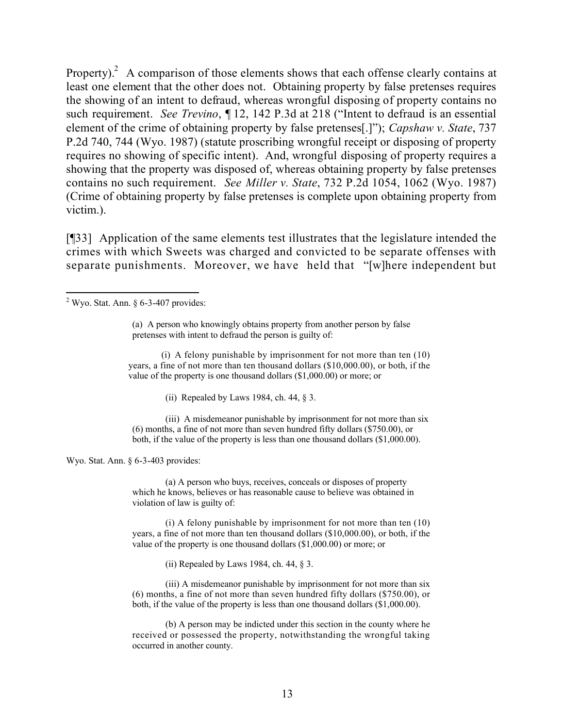Property).[2] A comparison of those elements shows that each offense clearly contains at least one element that the other does not. Obtaining property by false pretenses requires the showing of an intent to defraud, whereas wrongful disposing of property contains no such requirement. *See Trevino*, ¶ 12, 142 P.3d at 218 ("Intent to defraud is an essential element of the crime of obtaining property by false pretenses[.]"); *Capshaw v. State*, 737 P.2d 740, 744 (Wyo. 1987) (statute proscribing wrongful receipt or disposing of property requires no showing of specific intent). And, wrongful disposing of property requires a showing that the property was disposed of, whereas obtaining property by false pretenses contains no such requirement. *See Miller v. State*, 732 P.2d 1054, 1062 (Wyo. 1987) (Crime of obtaining property by false pretenses is complete upon obtaining property from victim.).

[¶33] Application of the same elements test illustrates that the legislature intended the crimes with which Sweets was charged and convicted to be separate offenses with separate punishments. Moreover, we have held that "[w]here independent but

---

[2] Wyo. Stat. Ann. § 6-3-407 provides:

> (a) A person who knowingly obtains property from another person by false pretenses with intent to defraud the person is guilty of:
>
> (i) A felony punishable by imprisonment for not more than ten (10) years, a fine of not more than ten thousand dollars ($10,000.00), or both, if the value of the property is one thousand dollars ($1,000.00) or more; or
>
> (ii) Repealed by Laws 1984, ch. 44, § 3.
>
> (iii) A misdemeanor punishable by imprisonment for not more than six (6) months, a fine of not more than seven hundred fifty dollars ($750.00), or both, if the value of the property is less than one thousand dollars ($1,000.00).

Wyo. Stat. Ann. § 6-3-403 provides:

> (a) A person who buys, receives, conceals or disposes of property which he knows, believes or has reasonable cause to believe was obtained in violation of law is guilty of:
>
> (i) A felony punishable by imprisonment for not more than ten (10) years, a fine of not more than ten thousand dollars ($10,000.00), or both, if the value of the property is one thousand dollars ($1,000.00) or more; or
>
> (ii) Repealed by Laws 1984, ch. 44, § 3.
>
> (iii) A misdemeanor punishable by imprisonment for not more than six (6) months, a fine of not more than seven hundred fifty dollars ($750.00), or both, if the value of the property is less than one thousand dollars ($1,000.00).
>
> (b) A person may be indicted under this section in the county where he received or possessed the property, notwithstanding the wrongful taking occurred in another county.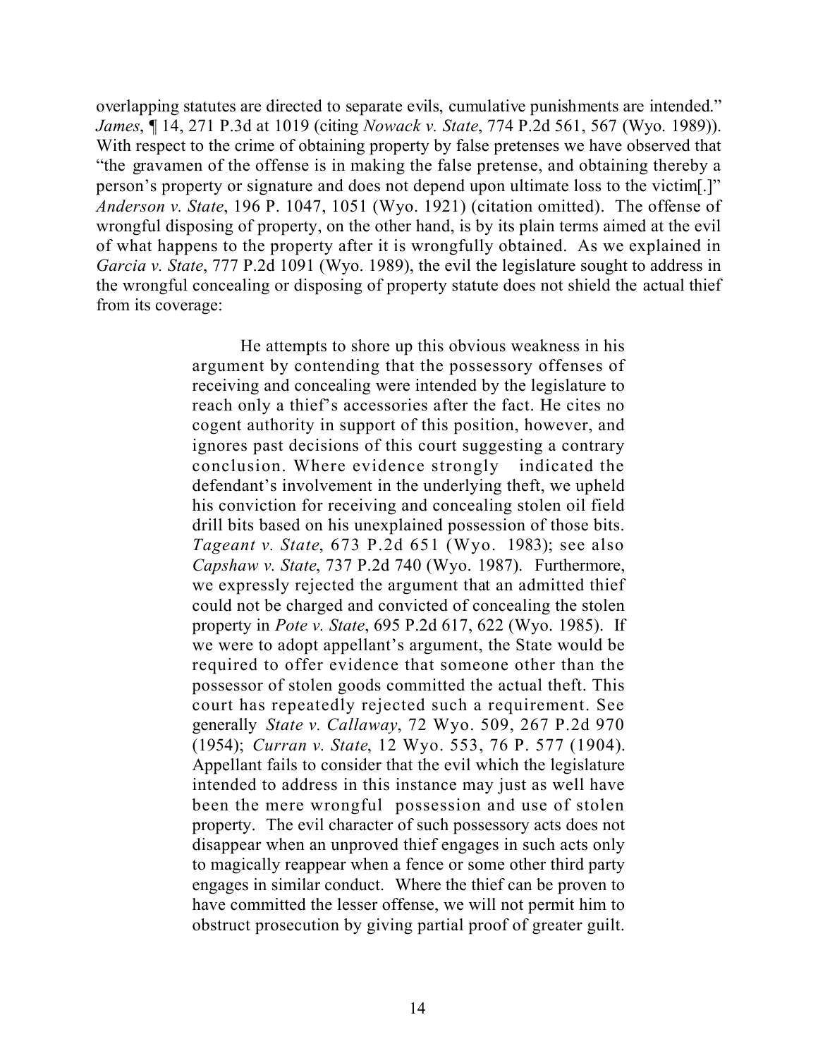overlapping statutes are directed to separate evils, cumulative punishments are intended." *James*, ¶ 14, 271 P.3d at 1019 (citing *Nowack v. State*, 774 P.2d 561, 567 (Wyo. 1989)). With respect to the crime of obtaining property by false pretenses we have observed that "the gravamen of the offense is in making the false pretense, and obtaining thereby a person's property or signature and does not depend upon ultimate loss to the victim[.]" *Anderson v. State*, 196 P. 1047, 1051 (Wyo. 1921) (citation omitted). The offense of wrongful disposing of property, on the other hand, is by its plain terms aimed at the evil of what happens to the property after it is wrongfully obtained. As we explained in *Garcia v. State*, 777 P.2d 1091 (Wyo. 1989), the evil the legislature sought to address in the wrongful concealing or disposing of property statute does not shield the actual thief from its coverage:

> He attempts to shore up this obvious weakness in his argument by contending that the possessory offenses of receiving and concealing were intended by the legislature to reach only a thief's accessories after the fact. He cites no cogent authority in support of this position, however, and ignores past decisions of this court suggesting a contrary conclusion. Where evidence strongly indicated the defendant's involvement in the underlying theft, we upheld his conviction for receiving and concealing stolen oil field drill bits based on his unexplained possession of those bits. *Tageant v. State*, 673 P.2d 651 (Wyo. 1983); see also *Capshaw v. State*, 737 P.2d 740 (Wyo. 1987). Furthermore, we expressly rejected the argument that an admitted thief could not be charged and convicted of concealing the stolen property in *Pote v. State*, 695 P.2d 617, 622 (Wyo. 1985). If we were to adopt appellant's argument, the State would be required to offer evidence that someone other than the possessor of stolen goods committed the actual theft. This court has repeatedly rejected such a requirement. See generally *State v. Callaway*, 72 Wyo. 509, 267 P.2d 970 (1954); *Curran v. State*, 12 Wyo. 553, 76 P. 577 (1904). Appellant fails to consider that the evil which the legislature intended to address in this instance may just as well have been the mere wrongful possession and use of stolen property. The evil character of such possessory acts does not disappear when an unproved thief engages in such acts only to magically reappear when a fence or some other third party engages in similar conduct. Where the thief can be proven to have committed the lesser offense, we will not permit him to obstruct prosecution by giving partial proof of greater guilt.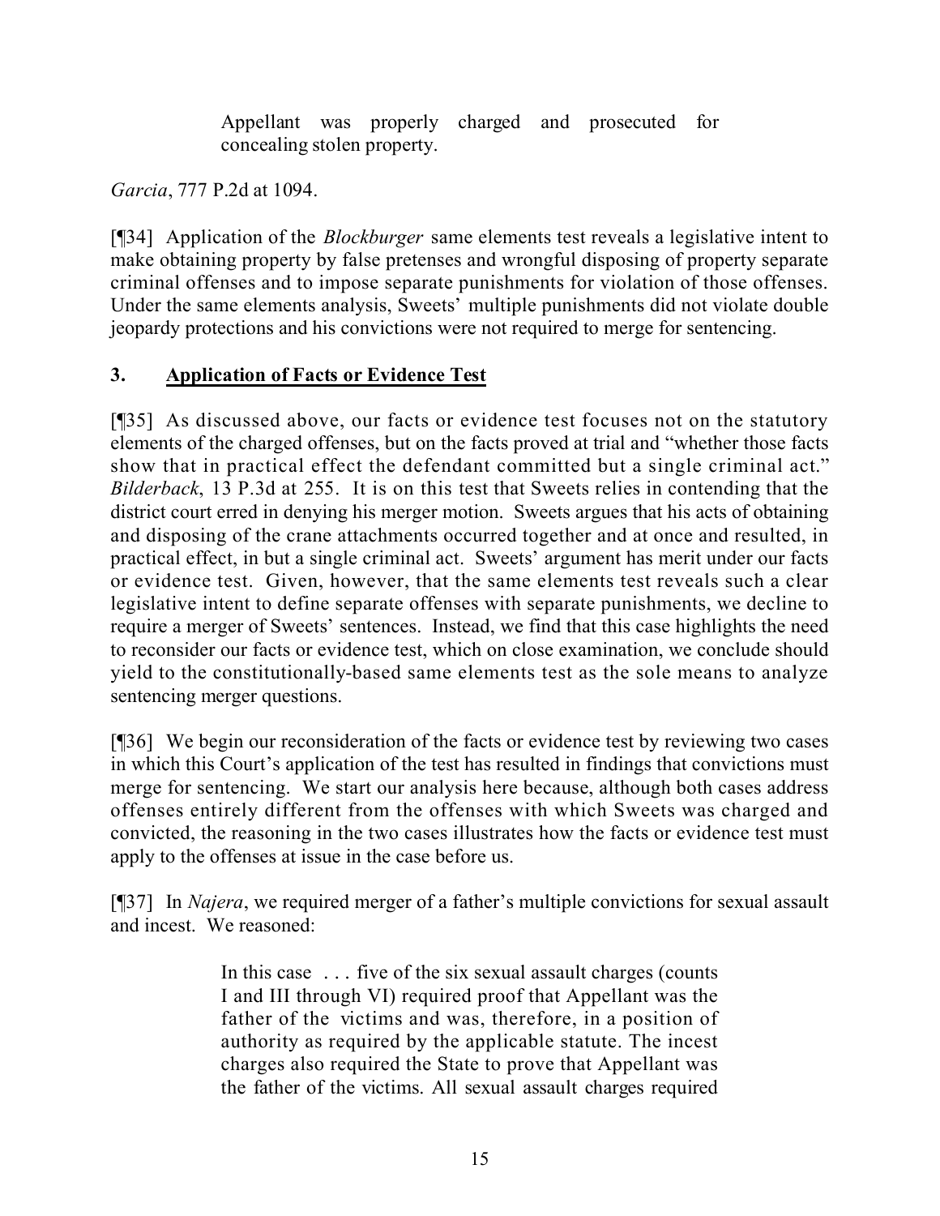> Appellant was properly charged and prosecuted for concealing stolen property.

*Garcia*, 777 P.2d at 1094.

[¶34] Application of the *Blockburger* same elements test reveals a legislative intent to make obtaining property by false pretenses and wrongful disposing of property separate criminal offenses and to impose separate punishments for violation of those offenses. Under the same elements analysis, Sweets' multiple punishments did not violate double jeopardy protections and his convictions were not required to merge for sentencing.

### 3. Application of Facts or Evidence Test

[¶35] As discussed above, our facts or evidence test focuses not on the statutory elements of the charged offenses, but on the facts proved at trial and "whether those facts show that in practical effect the defendant committed but a single criminal act." *Bilderback*, 13 P.3d at 255. It is on this test that Sweets relies in contending that the district court erred in denying his merger motion. Sweets argues that his acts of obtaining and disposing of the crane attachments occurred together and at once and resulted, in practical effect, in but a single criminal act. Sweets' argument has merit under our facts or evidence test. Given, however, that the same elements test reveals such a clear legislative intent to define separate offenses with separate punishments, we decline to require a merger of Sweets' sentences. Instead, we find that this case highlights the need to reconsider our facts or evidence test, which on close examination, we conclude should yield to the constitutionally-based same elements test as the sole means to analyze sentencing merger questions.

[¶36] We begin our reconsideration of the facts or evidence test by reviewing two cases in which this Court's application of the test has resulted in findings that convictions must merge for sentencing. We start our analysis here because, although both cases address offenses entirely different from the offenses with which Sweets was charged and convicted, the reasoning in the two cases illustrates how the facts or evidence test must apply to the offenses at issue in the case before us.

[¶37] In *Najera*, we required merger of a father's multiple convictions for sexual assault and incest. We reasoned:

> In this case . . . five of the six sexual assault charges (counts I and III through VI) required proof that Appellant was the father of the victims and was, therefore, in a position of authority as required by the applicable statute. The incest charges also required the State to prove that Appellant was the father of the victims. All sexual assault charges required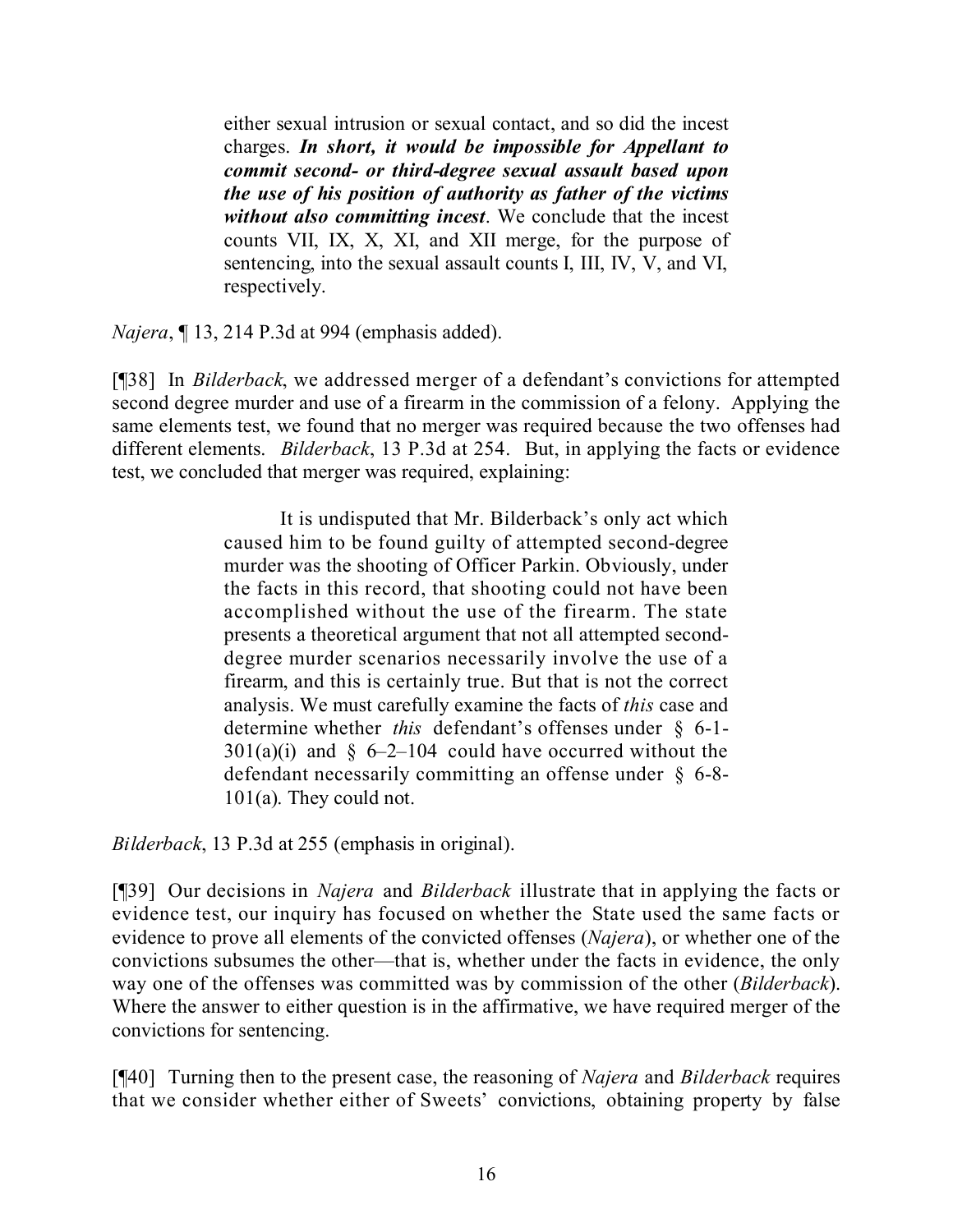> either sexual intrusion or sexual contact, and so did the incest charges. ***In short, it would be impossible for Appellant to commit second- or third-degree sexual assault based upon the use of his position of authority as father of the victims without also committing incest***. We conclude that the incest counts VII, IX, X, XI, and XII merge, for the purpose of sentencing, into the sexual assault counts I, III, IV, V, and VI, respectively.

*Najera*, ¶ 13, 214 P.3d at 994 (emphasis added).

[¶38] In *Bilderback*, we addressed merger of a defendant's convictions for attempted second degree murder and use of a firearm in the commission of a felony. Applying the same elements test, we found that no merger was required because the two offenses had different elements. *Bilderback*, 13 P.3d at 254. But, in applying the facts or evidence test, we concluded that merger was required, explaining:

> It is undisputed that Mr. Bilderback's only act which caused him to be found guilty of attempted second-degree murder was the shooting of Officer Parkin. Obviously, under the facts in this record, that shooting could not have been accomplished without the use of the firearm. The state presents a theoretical argument that not all attempted second-degree murder scenarios necessarily involve the use of a firearm, and this is certainly true. But that is not the correct analysis. We must carefully examine the facts of *this* case and determine whether *this* defendant's offenses under § 6-1-301(a)(i) and § 6–2–104 could have occurred without the defendant necessarily committing an offense under § 6-8-101(a). They could not.

*Bilderback*, 13 P.3d at 255 (emphasis in original).

[¶39] Our decisions in *Najera* and *Bilderback* illustrate that in applying the facts or evidence test, our inquiry has focused on whether the State used the same facts or evidence to prove all elements of the convicted offenses (*Najera*), or whether one of the convictions subsumes the other—that is, whether under the facts in evidence, the only way one of the offenses was committed was by commission of the other (*Bilderback*). Where the answer to either question is in the affirmative, we have required merger of the convictions for sentencing.

[¶40] Turning then to the present case, the reasoning of *Najera* and *Bilderback* requires that we consider whether either of Sweets' convictions, obtaining property by false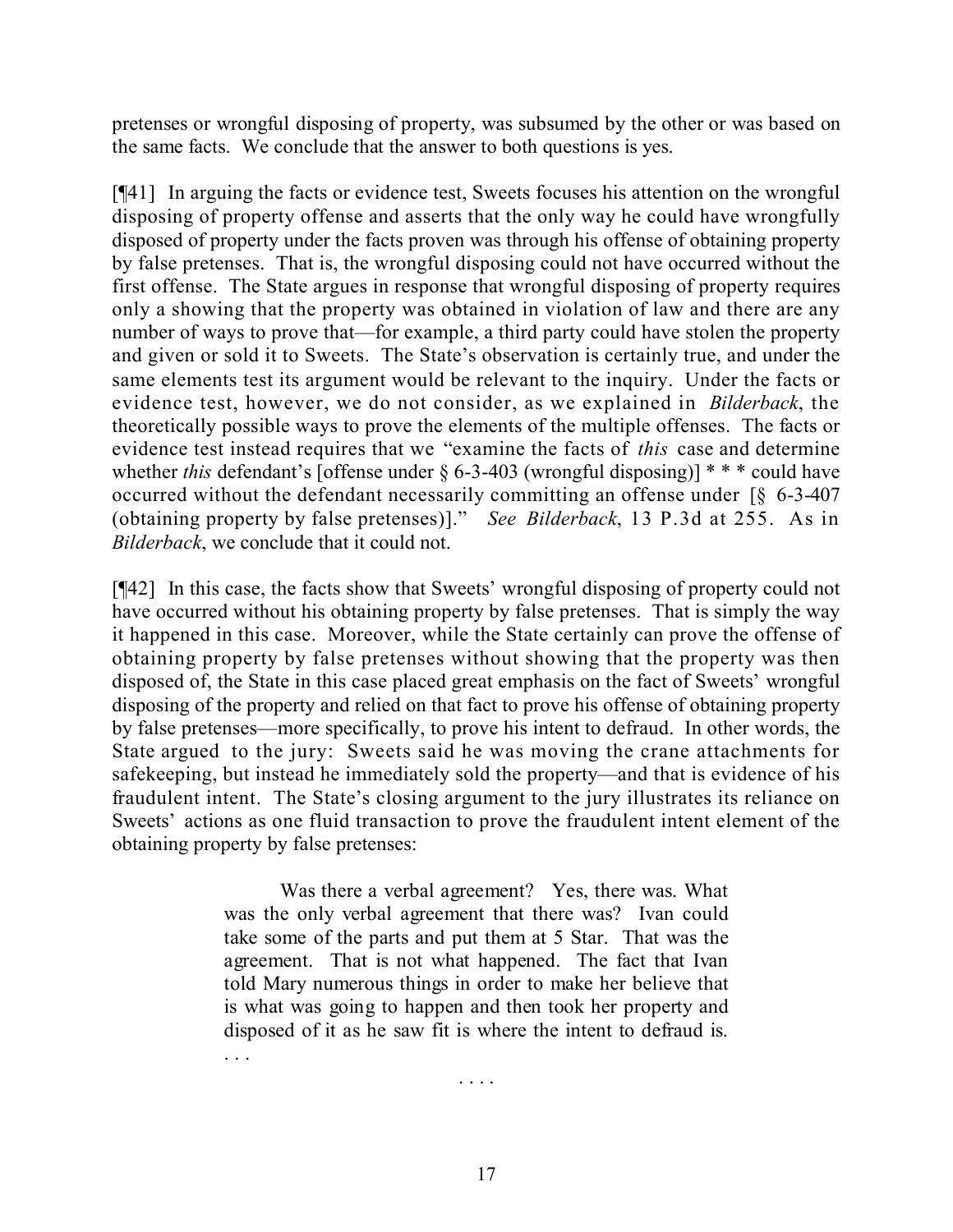pretenses or wrongful disposing of property, was subsumed by the other or was based on the same facts. We conclude that the answer to both questions is yes.

[¶41] In arguing the facts or evidence test, Sweets focuses his attention on the wrongful disposing of property offense and asserts that the only way he could have wrongfully disposed of property under the facts proven was through his offense of obtaining property by false pretenses. That is, the wrongful disposing could not have occurred without the first offense. The State argues in response that wrongful disposing of property requires only a showing that the property was obtained in violation of law and there are any number of ways to prove that—for example, a third party could have stolen the property and given or sold it to Sweets. The State's observation is certainly true, and under the same elements test its argument would be relevant to the inquiry. Under the facts or evidence test, however, we do not consider, as we explained in *Bilderback*, the theoretically possible ways to prove the elements of the multiple offenses. The facts or evidence test instead requires that we "examine the facts of *this* case and determine whether *this* defendant's [offense under § 6-3-403 (wrongful disposing)] * * * could have occurred without the defendant necessarily committing an offense under [§ 6-3-407 (obtaining property by false pretenses)]." *See Bilderback*, 13 P.3d at 255. As in *Bilderback*, we conclude that it could not.

[¶42] In this case, the facts show that Sweets' wrongful disposing of property could not have occurred without his obtaining property by false pretenses. That is simply the way it happened in this case. Moreover, while the State certainly can prove the offense of obtaining property by false pretenses without showing that the property was then disposed of, the State in this case placed great emphasis on the fact of Sweets' wrongful disposing of the property and relied on that fact to prove his offense of obtaining property by false pretenses—more specifically, to prove his intent to defraud. In other words, the State argued to the jury: Sweets said he was moving the crane attachments for safekeeping, but instead he immediately sold the property—and that is evidence of his fraudulent intent. The State's closing argument to the jury illustrates its reliance on Sweets' actions as one fluid transaction to prove the fraudulent intent element of the obtaining property by false pretenses:

> Was there a verbal agreement? Yes, there was. What was the only verbal agreement that there was? Ivan could take some of the parts and put them at 5 Star. That was the agreement. That is not what happened. The fact that Ivan told Mary numerous things in order to make her believe that is what was going to happen and then took her property and disposed of it as he saw fit is where the intent to defraud is. . . .
>
> . . . .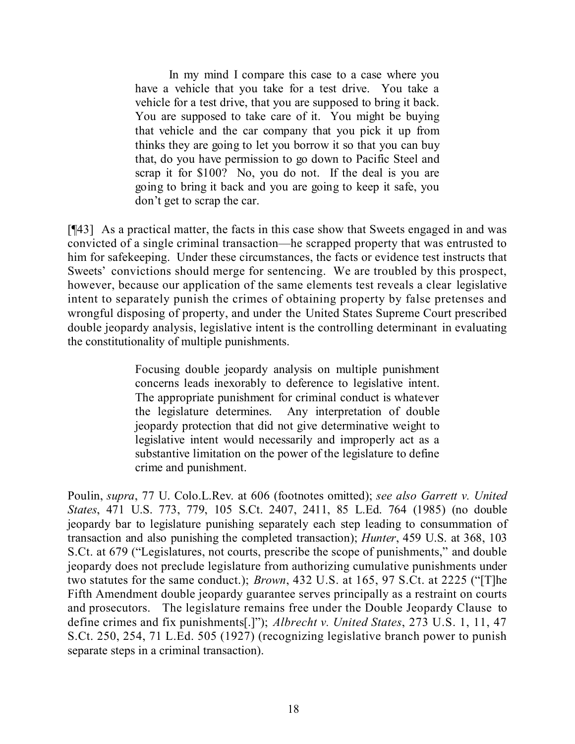> In my mind I compare this case to a case where you have a vehicle that you take for a test drive. You take a vehicle for a test drive, that you are supposed to bring it back. You are supposed to take care of it. You might be buying that vehicle and the car company that you pick it up from thinks they are going to let you borrow it so that you can buy that, do you have permission to go down to Pacific Steel and scrap it for $100? No, you do not. If the deal is you are going to bring it back and you are going to keep it safe, you don't get to scrap the car.

[¶43] As a practical matter, the facts in this case show that Sweets engaged in and was convicted of a single criminal transaction—he scrapped property that was entrusted to him for safekeeping. Under these circumstances, the facts or evidence test instructs that Sweets' convictions should merge for sentencing. We are troubled by this prospect, however, because our application of the same elements test reveals a clear legislative intent to separately punish the crimes of obtaining property by false pretenses and wrongful disposing of property, and under the United States Supreme Court prescribed double jeopardy analysis, legislative intent is the controlling determinant in evaluating the constitutionality of multiple punishments.

> Focusing double jeopardy analysis on multiple punishment concerns leads inexorably to deference to legislative intent. The appropriate punishment for criminal conduct is whatever the legislature determines. Any interpretation of double jeopardy protection that did not give determinative weight to legislative intent would necessarily and improperly act as a substantive limitation on the power of the legislature to define crime and punishment.

Poulin, *supra*, 77 U. Colo.L.Rev. at 606 (footnotes omitted); *see also Garrett v. United States*, 471 U.S. 773, 779, 105 S.Ct. 2407, 2411, 85 L.Ed. 764 (1985) (no double jeopardy bar to legislature punishing separately each step leading to consummation of transaction and also punishing the completed transaction); *Hunter*, 459 U.S. at 368, 103 S.Ct. at 679 ("Legislatures, not courts, prescribe the scope of punishments," and double jeopardy does not preclude legislature from authorizing cumulative punishments under two statutes for the same conduct.); *Brown*, 432 U.S. at 165, 97 S.Ct. at 2225 ("[T]he Fifth Amendment double jeopardy guarantee serves principally as a restraint on courts and prosecutors. The legislature remains free under the Double Jeopardy Clause to define crimes and fix punishments[.]"); *Albrecht v. United States*, 273 U.S. 1, 11, 47 S.Ct. 250, 254, 71 L.Ed. 505 (1927) (recognizing legislative branch power to punish separate steps in a criminal transaction).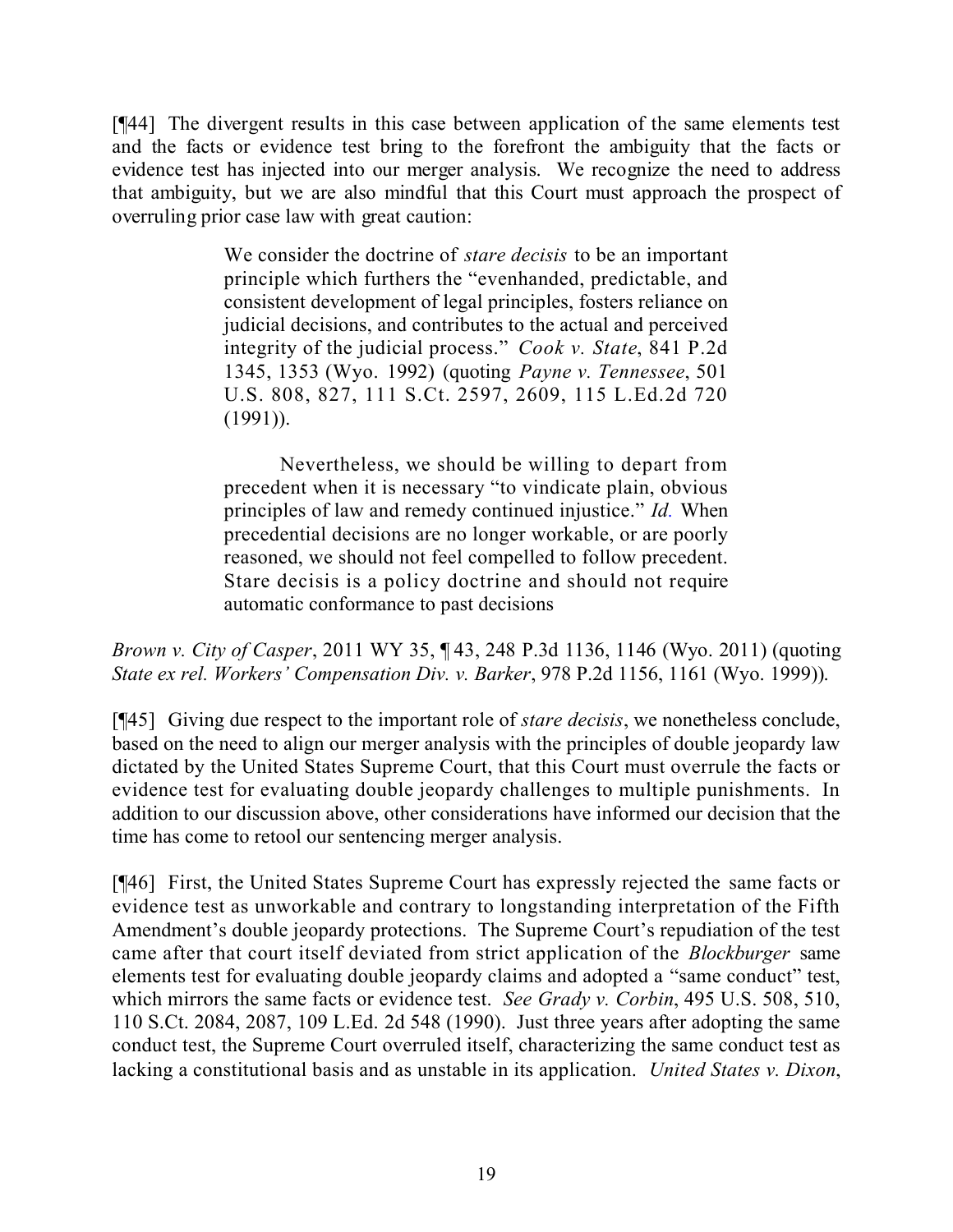[¶44] The divergent results in this case between application of the same elements test and the facts or evidence test bring to the forefront the ambiguity that the facts or evidence test has injected into our merger analysis. We recognize the need to address that ambiguity, but we are also mindful that this Court must approach the prospect of overruling prior case law with great caution:

> We consider the doctrine of *stare decisis* to be an important principle which furthers the "evenhanded, predictable, and consistent development of legal principles, fosters reliance on judicial decisions, and contributes to the actual and perceived integrity of the judicial process." *Cook v. State*, 841 P.2d 1345, 1353 (Wyo. 1992) (quoting *Payne v. Tennessee*, 501 U.S. 808, 827, 111 S.Ct. 2597, 2609, 115 L.Ed.2d 720 (1991)).
>
> Nevertheless, we should be willing to depart from precedent when it is necessary "to vindicate plain, obvious principles of law and remedy continued injustice." *Id.* When precedential decisions are no longer workable, or are poorly reasoned, we should not feel compelled to follow precedent. Stare decisis is a policy doctrine and should not require automatic conformance to past decisions

*Brown v. City of Casper*, 2011 WY 35, ¶ 43, 248 P.3d 1136, 1146 (Wyo. 2011) (quoting *State ex rel. Workers' Compensation Div. v. Barker*, 978 P.2d 1156, 1161 (Wyo. 1999)).

[¶45] Giving due respect to the important role of *stare decisis*, we nonetheless conclude, based on the need to align our merger analysis with the principles of double jeopardy law dictated by the United States Supreme Court, that this Court must overrule the facts or evidence test for evaluating double jeopardy challenges to multiple punishments. In addition to our discussion above, other considerations have informed our decision that the time has come to retool our sentencing merger analysis.

[¶46] First, the United States Supreme Court has expressly rejected the same facts or evidence test as unworkable and contrary to longstanding interpretation of the Fifth Amendment's double jeopardy protections. The Supreme Court's repudiation of the test came after that court itself deviated from strict application of the *Blockburger* same elements test for evaluating double jeopardy claims and adopted a "same conduct" test, which mirrors the same facts or evidence test. *See Grady v. Corbin*, 495 U.S. 508, 510, 110 S.Ct. 2084, 2087, 109 L.Ed. 2d 548 (1990). Just three years after adopting the same conduct test, the Supreme Court overruled itself, characterizing the same conduct test as lacking a constitutional basis and as unstable in its application. *United States v. Dixon*,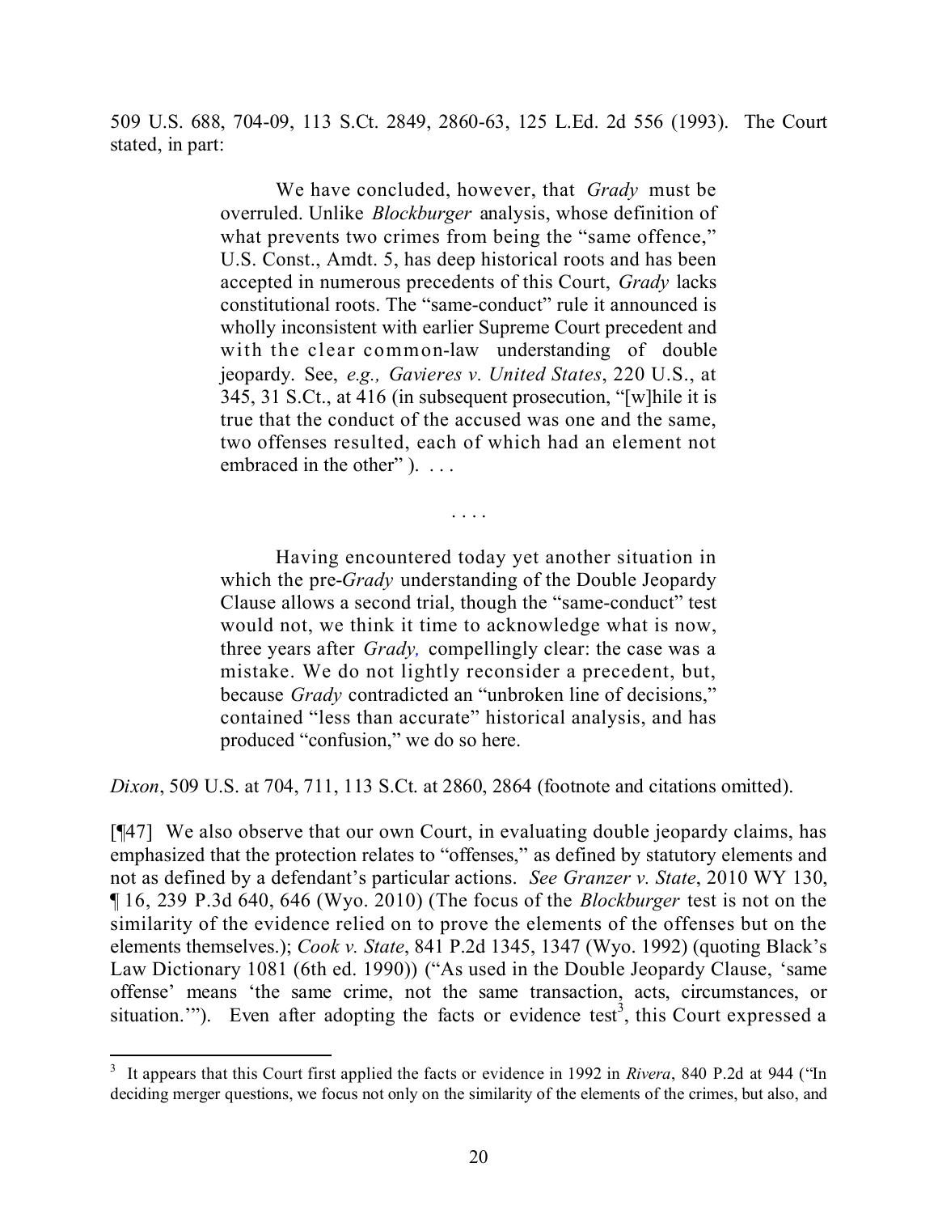509 U.S. 688, 704-09, 113 S.Ct. 2849, 2860-63, 125 L.Ed. 2d 556 (1993). The Court stated, in part:

> We have concluded, however, that *Grady* must be overruled. Unlike *Blockburger* analysis, whose definition of what prevents two crimes from being the "same offence," U.S. Const., Amdt. 5, has deep historical roots and has been accepted in numerous precedents of this Court, *Grady* lacks constitutional roots. The "same-conduct" rule it announced is wholly inconsistent with earlier Supreme Court precedent and with the clear common-law understanding of double jeopardy. See, *e.g., Gavieres v. United States*, 220 U.S., at 345, 31 S.Ct., at 416 (in subsequent prosecution, "[w]hile it is true that the conduct of the accused was one and the same, two offenses resulted, each of which had an element not embraced in the other" ). . . .
>
> . . . .
>
> Having encountered today yet another situation in which the pre-*Grady* understanding of the Double Jeopardy Clause allows a second trial, though the "same-conduct" test would not, we think it time to acknowledge what is now, three years after *Grady,* compellingly clear: the case was a mistake. We do not lightly reconsider a precedent, but, because *Grady* contradicted an "unbroken line of decisions," contained "less than accurate" historical analysis, and has produced "confusion," we do so here.

*Dixon*, 509 U.S. at 704, 711, 113 S.Ct. at 2860, 2864 (footnote and citations omitted).

[¶47] We also observe that our own Court, in evaluating double jeopardy claims, has emphasized that the protection relates to "offenses," as defined by statutory elements and not as defined by a defendant's particular actions. *See Granzer v. State*, 2010 WY 130, ¶ 16, 239 P.3d 640, 646 (Wyo. 2010) (The focus of the *Blockburger* test is not on the similarity of the evidence relied on to prove the elements of the offenses but on the elements themselves.); *Cook v. State*, 841 P.2d 1345, 1347 (Wyo. 1992) (quoting Black's Law Dictionary 1081 (6th ed. 1990)) ("As used in the Double Jeopardy Clause, 'same offense' means 'the same crime, not the same transaction, acts, circumstances, or situation.'"). Even after adopting the facts or evidence test[3], this Court expressed a

[3] It appears that this Court first applied the facts or evidence in 1992 in *Rivera*, 840 P.2d at 944 ("In deciding merger questions, we focus not only on the similarity of the elements of the crimes, but also, and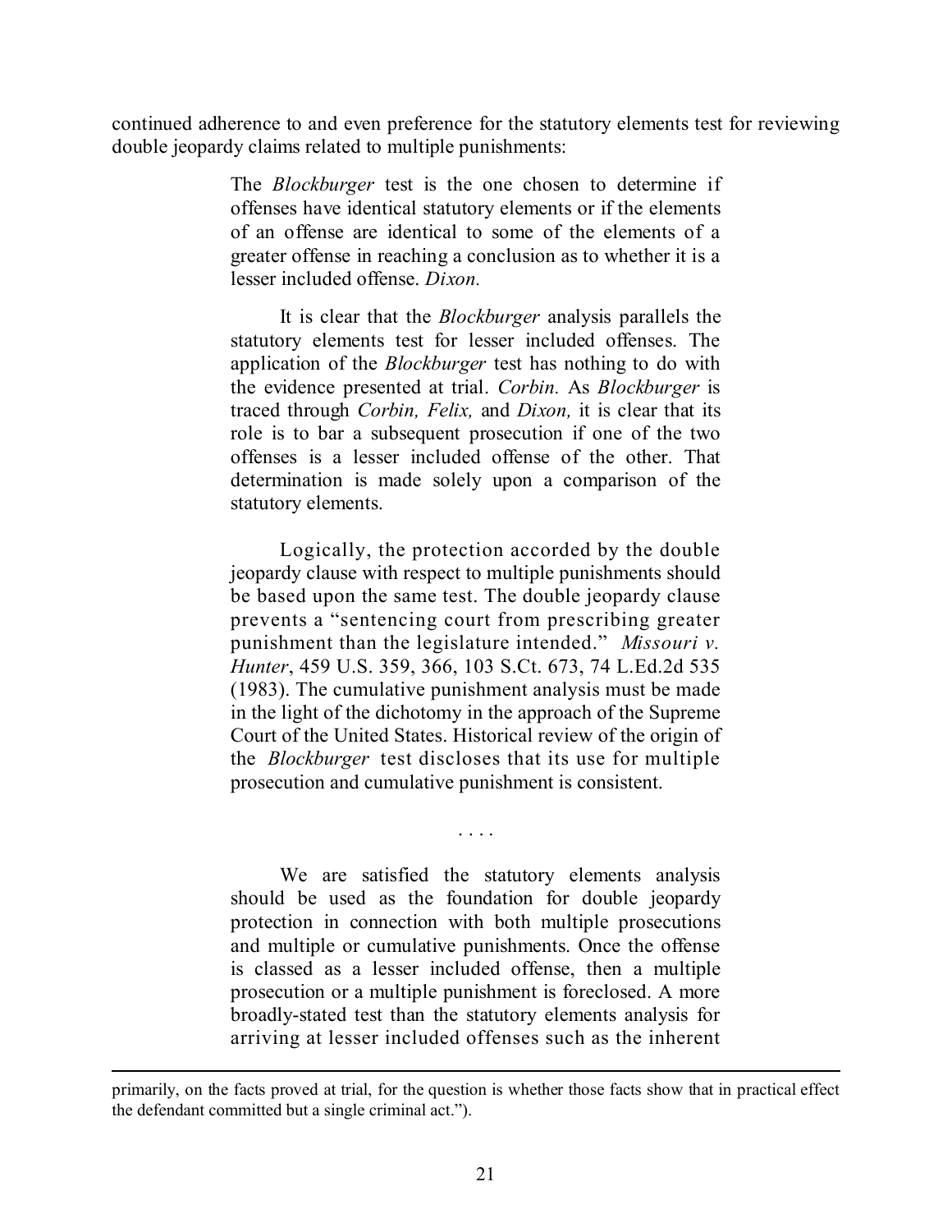continued adherence to and even preference for the statutory elements test for reviewing double jeopardy claims related to multiple punishments:

> The *Blockburger* test is the one chosen to determine if offenses have identical statutory elements or if the elements of an offense are identical to some of the elements of a greater offense in reaching a conclusion as to whether it is a lesser included offense. *Dixon.*
>
> It is clear that the *Blockburger* analysis parallels the statutory elements test for lesser included offenses. The application of the *Blockburger* test has nothing to do with the evidence presented at trial. *Corbin.* As *Blockburger* is traced through *Corbin, Felix,* and *Dixon,* it is clear that its role is to bar a subsequent prosecution if one of the two offenses is a lesser included offense of the other. That determination is made solely upon a comparison of the statutory elements.
>
> Logically, the protection accorded by the double jeopardy clause with respect to multiple punishments should be based upon the same test. The double jeopardy clause prevents a "sentencing court from prescribing greater punishment than the legislature intended." *Missouri v. Hunter*, 459 U.S. 359, 366, 103 S.Ct. 673, 74 L.Ed.2d 535 (1983). The cumulative punishment analysis must be made in the light of the dichotomy in the approach of the Supreme Court of the United States. Historical review of the origin of the *Blockburger* test discloses that its use for multiple prosecution and cumulative punishment is consistent.
>
> . . . .
>
> We are satisfied the statutory elements analysis should be used as the foundation for double jeopardy protection in connection with both multiple prosecutions and multiple or cumulative punishments. Once the offense is classed as a lesser included offense, then a multiple prosecution or a multiple punishment is foreclosed. A more broadly-stated test than the statutory elements analysis for arriving at lesser included offenses such as the inherent

---

primarily, on the facts proved at trial, for the question is whether those facts show that in practical effect the defendant committed but a single criminal act.").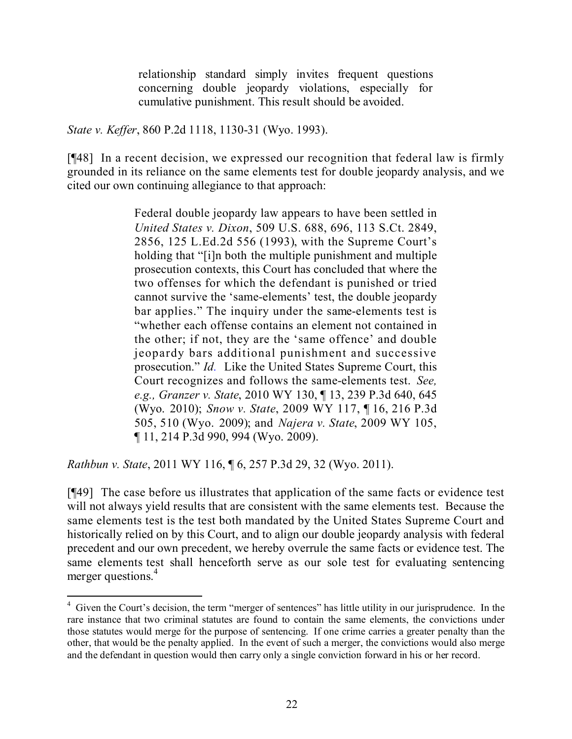> relationship standard simply invites frequent questions concerning double jeopardy violations, especially for cumulative punishment. This result should be avoided.

*State v. Keffer*, 860 P.2d 1118, 1130-31 (Wyo. 1993).

[¶48] In a recent decision, we expressed our recognition that federal law is firmly grounded in its reliance on the same elements test for double jeopardy analysis, and we cited our own continuing allegiance to that approach:

> Federal double jeopardy law appears to have been settled in *United States v. Dixon*, 509 U.S. 688, 696, 113 S.Ct. 2849, 2856, 125 L.Ed.2d 556 (1993), with the Supreme Court's holding that "[i]n both the multiple punishment and multiple prosecution contexts, this Court has concluded that where the two offenses for which the defendant is punished or tried cannot survive the 'same-elements' test, the double jeopardy bar applies." The inquiry under the same-elements test is "whether each offense contains an element not contained in the other; if not, they are the 'same offence' and double jeopardy bars additional punishment and successive prosecution." *Id.* Like the United States Supreme Court, this Court recognizes and follows the same-elements test. *See, e.g., Granzer v. State*, 2010 WY 130, ¶ 13, 239 P.3d 640, 645 (Wyo. 2010); *Snow v. State*, 2009 WY 117, ¶ 16, 216 P.3d 505, 510 (Wyo. 2009); and *Najera v. State*, 2009 WY 105, ¶ 11, 214 P.3d 990, 994 (Wyo. 2009).

*Rathbun v. State*, 2011 WY 116, ¶ 6, 257 P.3d 29, 32 (Wyo. 2011).

[¶49] The case before us illustrates that application of the same facts or evidence test will not always yield results that are consistent with the same elements test. Because the same elements test is the test both mandated by the United States Supreme Court and historically relied on by this Court, and to align our double jeopardy analysis with federal precedent and our own precedent, we hereby overrule the same facts or evidence test. The same elements test shall henceforth serve as our sole test for evaluating sentencing merger questions.[4]

[4] Given the Court's decision, the term "merger of sentences" has little utility in our jurisprudence. In the rare instance that two criminal statutes are found to contain the same elements, the convictions under those statutes would merge for the purpose of sentencing. If one crime carries a greater penalty than the other, that would be the penalty applied. In the event of such a merger, the convictions would also merge and the defendant in question would then carry only a single conviction forward in his or her record.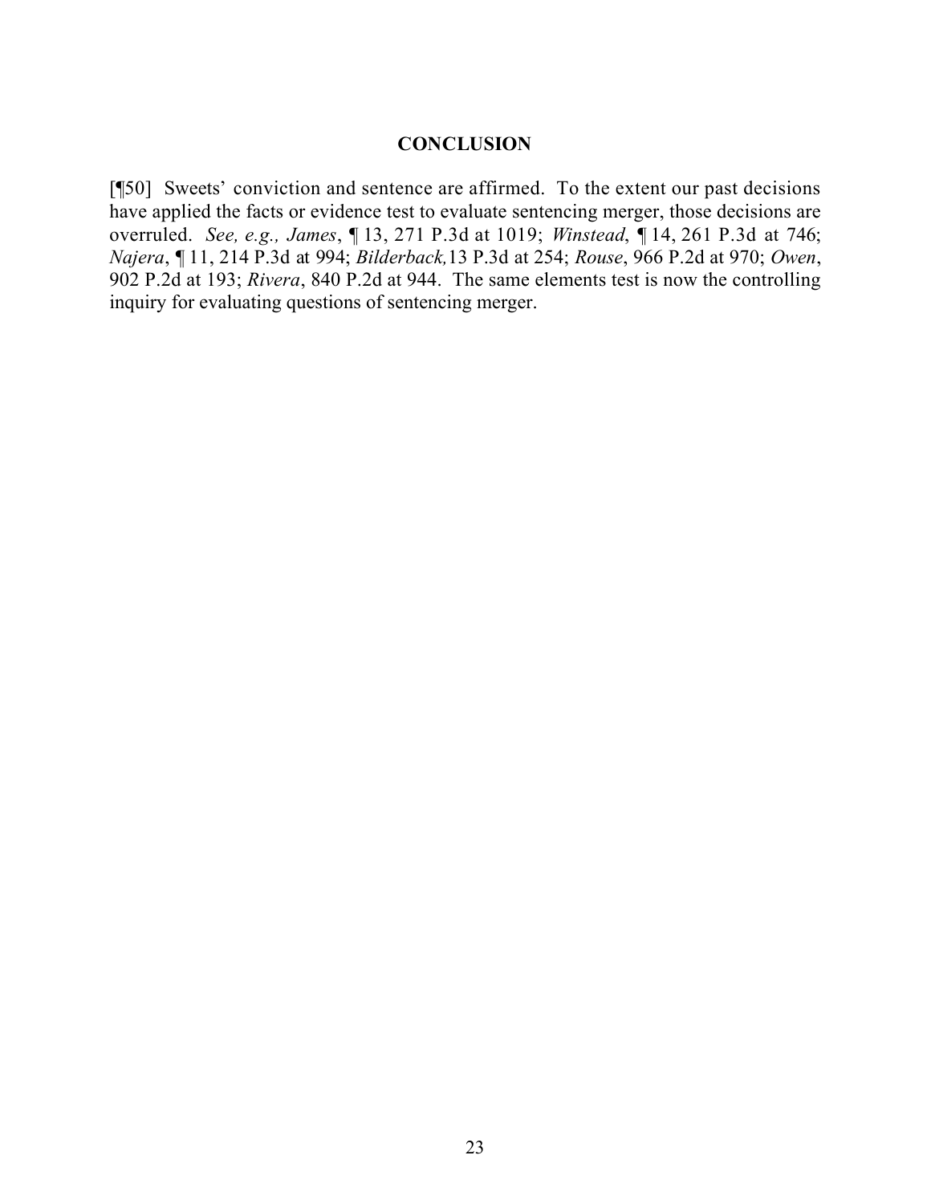## CONCLUSION

[¶50] Sweets' conviction and sentence are affirmed. To the extent our past decisions have applied the facts or evidence test to evaluate sentencing merger, those decisions are overruled. *See, e.g., James*, ¶ 13, 271 P.3d at 1019; *Winstead*, ¶ 14, 261 P.3d at 746; *Najera*, ¶ 11, 214 P.3d at 994; *Bilderback,*13 P.3d at 254; *Rouse*, 966 P.2d at 970; *Owen*, 902 P.2d at 193; *Rivera*, 840 P.2d at 944. The same elements test is now the controlling inquiry for evaluating questions of sentencing merger.